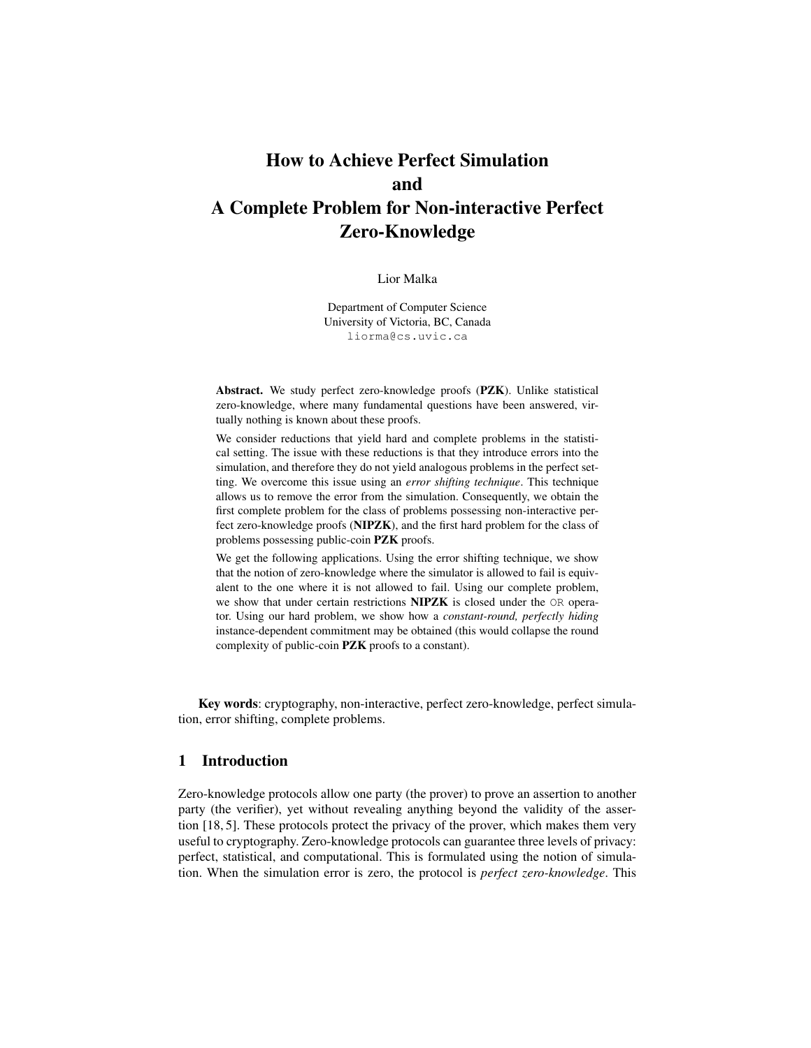# How to Achieve Perfect Simulation and A Complete Problem for Non-interactive Perfect Zero-Knowledge

Lior Malka

Department of Computer Science
University of Victoria, BC, Canada
liorma@cs.uvic.ca

**Abstract.** We study perfect zero-knowledge proofs (**PZK**). Unlike statistical zero-knowledge, where many fundamental questions have been answered, virtually nothing is known about these proofs.

We consider reductions that yield hard and complete problems in the statistical setting. The issue with these reductions is that they introduce errors into the simulation, and therefore they do not yield analogous problems in the perfect setting. We overcome this issue using an *error shifting technique*. This technique allows us to remove the error from the simulation. Consequently, we obtain the first complete problem for the class of problems possessing non-interactive perfect zero-knowledge proofs (**NIPZK**), and the first hard problem for the class of problems possessing public-coin **PZK** proofs.

We get the following applications. Using the error shifting technique, we show that the notion of zero-knowledge where the simulator is allowed to fail is equivalent to the one where it is not allowed to fail. Using our complete problem, we show that under certain restrictions **NIPZK** is closed under the OR operator. Using our hard problem, we show how a *constant-round, perfectly hiding* instance-dependent commitment may be obtained (this would collapse the round complexity of public-coin **PZK** proofs to a constant).

**Key words**: cryptography, non-interactive, perfect zero-knowledge, perfect simulation, error shifting, complete problems.

## 1 Introduction

Zero-knowledge protocols allow one party (the prover) to prove an assertion to another party (the verifier), yet without revealing anything beyond the validity of the assertion [18, 5]. These protocols protect the privacy of the prover, which makes them very useful to cryptography. Zero-knowledge protocols can guarantee three levels of privacy: perfect, statistical, and computational. This is formulated using the notion of simulation. When the simulation error is zero, the protocol is *perfect zero-knowledge*. This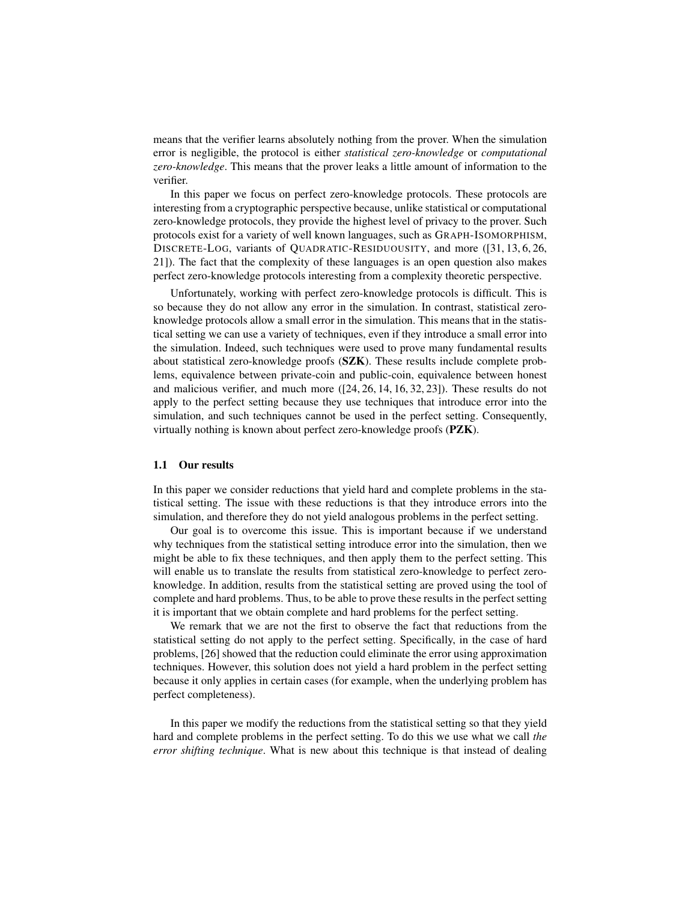means that the verifier learns absolutely nothing from the prover. When the simulation error is negligible, the protocol is either *statistical zero-knowledge* or *computational zero-knowledge*. This means that the prover leaks a little amount of information to the verifier.

In this paper we focus on perfect zero-knowledge protocols. These protocols are interesting from a cryptographic perspective because, unlike statistical or computational zero-knowledge protocols, they provide the highest level of privacy to the prover. Such protocols exist for a variety of well known languages, such as GRAPH-ISOMORPHISM, DISCRETE-LOG, variants of QUADRATIC-RESIDUOUSITY, and more ([31, 13, 6, 26, 21]). The fact that the complexity of these languages is an open question also makes perfect zero-knowledge protocols interesting from a complexity theoretic perspective.

Unfortunately, working with perfect zero-knowledge protocols is difficult. This is so because they do not allow any error in the simulation. In contrast, statistical zero-knowledge protocols allow a small error in the simulation. This means that in the statistical setting we can use a variety of techniques, even if they introduce a small error into the simulation. Indeed, such techniques were used to prove many fundamental results about statistical zero-knowledge proofs (**SZK**). These results include complete problems, equivalence between private-coin and public-coin, equivalence between honest and malicious verifier, and much more ([24, 26, 14, 16, 32, 23]). These results do not apply to the perfect setting because they use techniques that introduce error into the simulation, and such techniques cannot be used in the perfect setting. Consequently, virtually nothing is known about perfect zero-knowledge proofs (**PZK**).

### 1.1 Our results

In this paper we consider reductions that yield hard and complete problems in the statistical setting. The issue with these reductions is that they introduce errors into the simulation, and therefore they do not yield analogous problems in the perfect setting.

Our goal is to overcome this issue. This is important because if we understand why techniques from the statistical setting introduce error into the simulation, then we might be able to fix these techniques, and then apply them to the perfect setting. This will enable us to translate the results from statistical zero-knowledge to perfect zero-knowledge. In addition, results from the statistical setting are proved using the tool of complete and hard problems. Thus, to be able to prove these results in the perfect setting it is important that we obtain complete and hard problems for the perfect setting.

We remark that we are not the first to observe the fact that reductions from the statistical setting do not apply to the perfect setting. Specifically, in the case of hard problems, [26] showed that the reduction could eliminate the error using approximation techniques. However, this solution does not yield a hard problem in the perfect setting because it only applies in certain cases (for example, when the underlying problem has perfect completeness).

In this paper we modify the reductions from the statistical setting so that they yield hard and complete problems in the perfect setting. To do this we use what we call *the error shifting technique*. What is new about this technique is that instead of dealing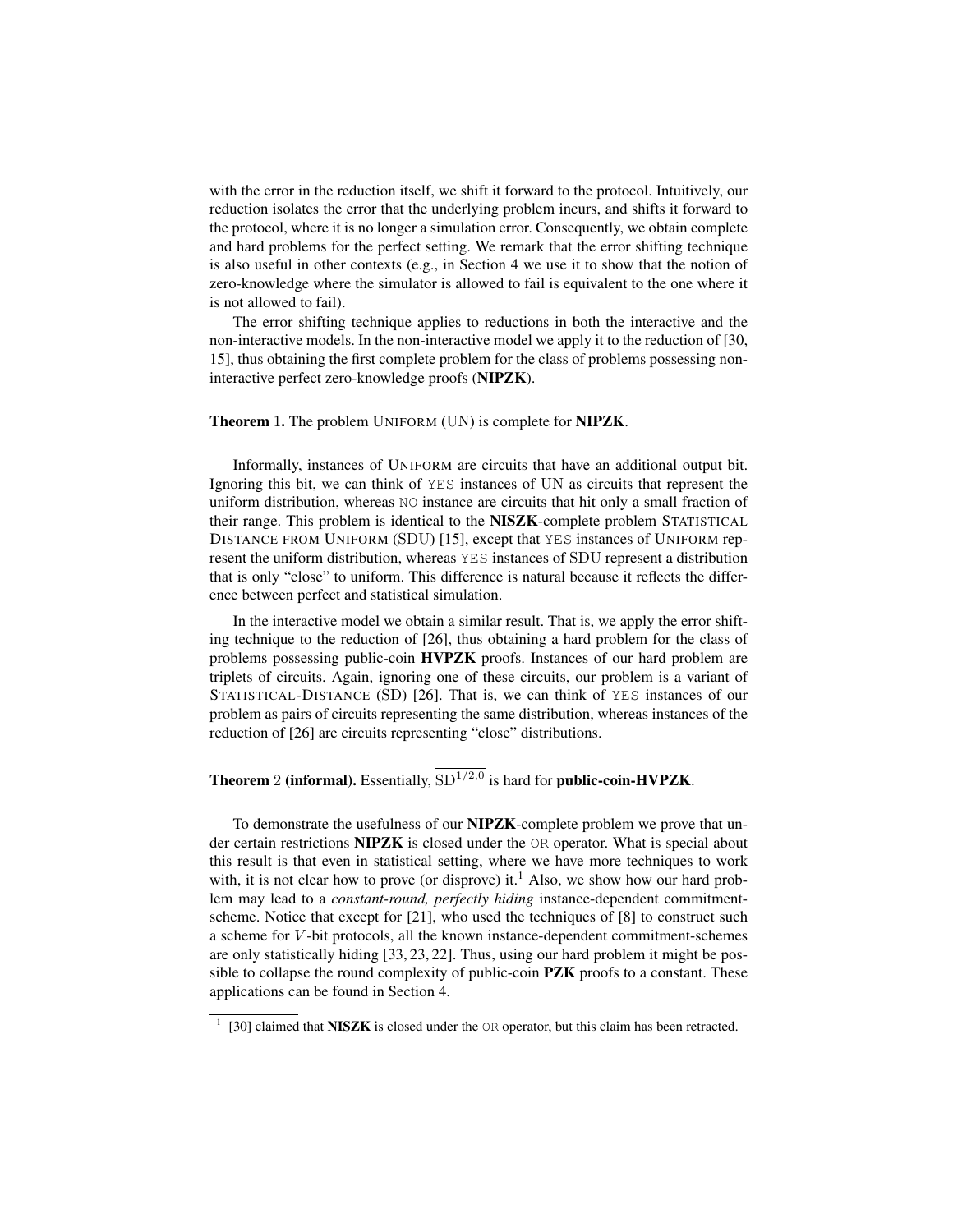with the error in the reduction itself, we shift it forward to the protocol. Intuitively, our reduction isolates the error that the underlying problem incurs, and shifts it forward to the protocol, where it is no longer a simulation error. Consequently, we obtain complete and hard problems for the perfect setting. We remark that the error shifting technique is also useful in other contexts (e.g., in Section 4 we use it to show that the notion of zero-knowledge where the simulator is allowed to fail is equivalent to the one where it is not allowed to fail).

The error shifting technique applies to reductions in both the interactive and the non-interactive models. In the non-interactive model we apply it to the reduction of [30, 15], thus obtaining the first complete problem for the class of problems possessing non-interactive perfect zero-knowledge proofs (**NIPZK**).

**Theorem** 1**.** The problem UNIFORM (UN) is complete for **NIPZK**.

Informally, instances of UNIFORM are circuits that have an additional output bit. Ignoring this bit, we can think of YES instances of UN as circuits that represent the uniform distribution, whereas NO instance are circuits that hit only a small fraction of their range. This problem is identical to the **NISZK**-complete problem STATISTICAL DISTANCE FROM UNIFORM (SDU) [15], except that YES instances of UNIFORM represent the uniform distribution, whereas YES instances of SDU represent a distribution that is only "close" to uniform. This difference is natural because it reflects the difference between perfect and statistical simulation.

In the interactive model we obtain a similar result. That is, we apply the error shifting technique to the reduction of [26], thus obtaining a hard problem for the class of problems possessing public-coin **HVPZK** proofs. Instances of our hard problem are triplets of circuits. Again, ignoring one of these circuits, our problem is a variant of STATISTICAL-DISTANCE (SD) [26]. That is, we can think of YES instances of our problem as pairs of circuits representing the same distribution, whereas instances of the reduction of [26] are circuits representing "close" distributions.

**Theorem** 2 **(informal).** Essentially, $\overline{\mathrm{SD}^{1/2,0}}$ is hard for **public-coin-HVPZK**.

To demonstrate the usefulness of our **NIPZK**-complete problem we prove that under certain restrictions **NIPZK** is closed under the OR operator. What is special about this result is that even in statistical setting, where we have more techniques to work with, it is not clear how to prove (or disprove) it.[1] Also, we show how our hard problem may lead to a *constant-round, perfectly hiding* instance-dependent commitment-scheme. Notice that except for [21], who used the techniques of [8] to construct such a scheme for $V$-bit protocols, all the known instance-dependent commitment-schemes are only statistically hiding [33, 23, 22]. Thus, using our hard problem it might be possible to collapse the round complexity of public-coin **PZK** proofs to a constant. These applications can be found in Section 4.

[1] [30] claimed that **NISZK** is closed under the OR operator, but this claim has been retracted.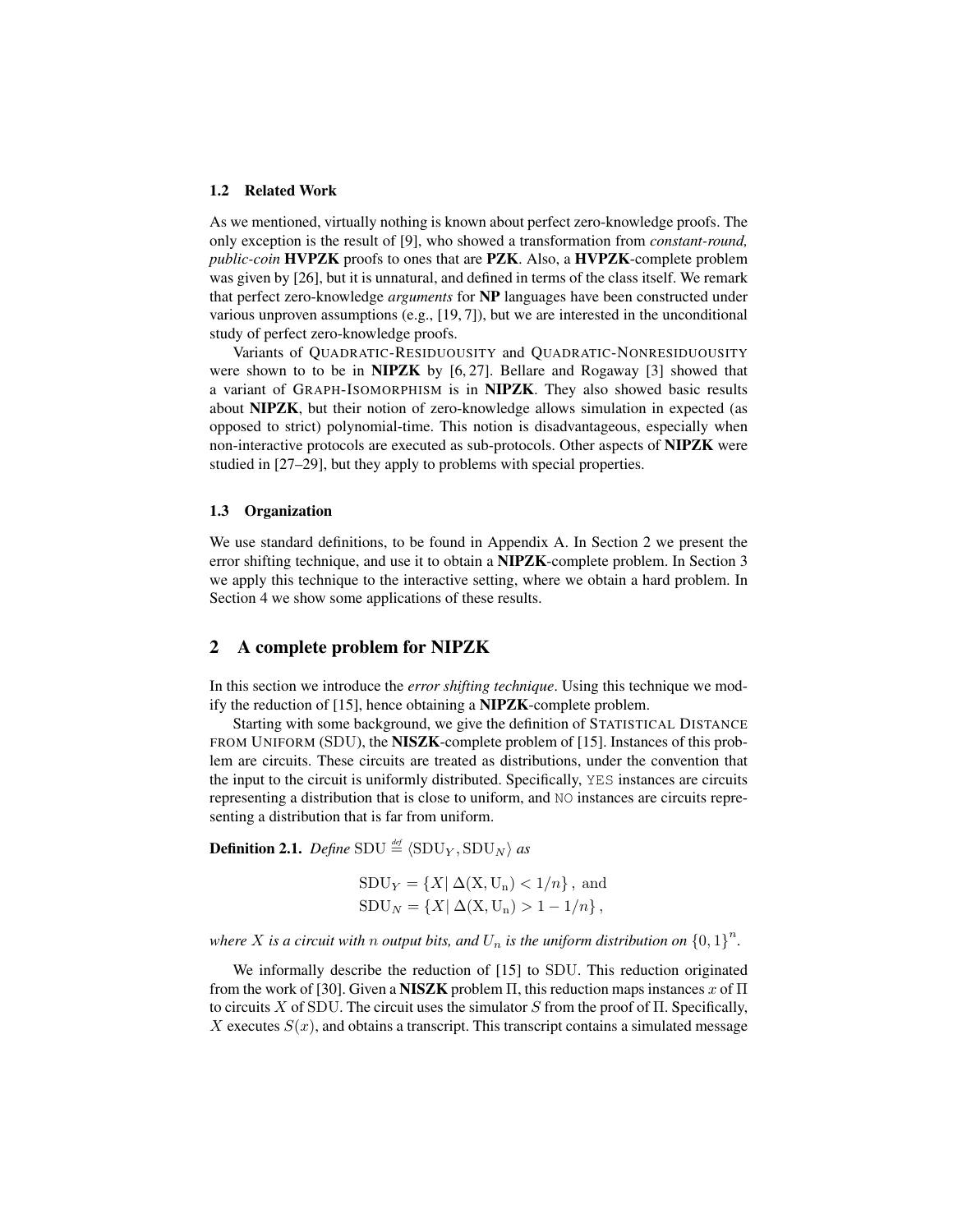### 1.2 Related Work

As we mentioned, virtually nothing is known about perfect zero-knowledge proofs. The only exception is the result of [9], who showed a transformation from *constant-round, public-coin* **HVPZK** proofs to ones that are **PZK**. Also, a **HVPZK**-complete problem was given by [26], but it is unnatural, and defined in terms of the class itself. We remark that perfect zero-knowledge *arguments* for **NP** languages have been constructed under various unproven assumptions (e.g., [19, 7]), but we are interested in the unconditional study of perfect zero-knowledge proofs.

Variants of QUADRATIC-RESIDUOUSITY and QUADRATIC-NONRESIDUOUSITY were shown to to be in **NIPZK** by [6, 27]. Bellare and Rogaway [3] showed that a variant of GRAPH-ISOMORPHISM is in **NIPZK**. They also showed basic results about **NIPZK**, but their notion of zero-knowledge allows simulation in expected (as opposed to strict) polynomial-time. This notion is disadvantageous, especially when non-interactive protocols are executed as sub-protocols. Other aspects of **NIPZK** were studied in [27–29], but they apply to problems with special properties.

### 1.3 Organization

We use standard definitions, to be found in Appendix A. In Section 2 we present the error shifting technique, and use it to obtain a **NIPZK**-complete problem. In Section 3 we apply this technique to the interactive setting, where we obtain a hard problem. In Section 4 we show some applications of these results.

## 2 A complete problem for NIPZK

In this section we introduce the *error shifting technique*. Using this technique we modify the reduction of [15], hence obtaining a **NIPZK**-complete problem.

Starting with some background, we give the definition of STATISTICAL DISTANCE FROM UNIFORM (SDU), the **NISZK**-complete problem of [15]. Instances of this problem are circuits. These circuits are treated as distributions, under the convention that the input to the circuit is uniformly distributed. Specifically, YES instances are circuits representing a distribution that is close to uniform, and NO instances are circuits representing a distribution that is far from uniform.

**Definition 2.1.** *Define* $\mathrm{SDU} \stackrel{def}{=} \langle \mathrm{SDU}_Y, \mathrm{SDU}_N \rangle$ *as*

$$\mathrm{SDU}_Y = \{X \mid \Delta(\mathrm{X}, \mathrm{U_n}) < 1/n\}, \text{ and}$$
$$\mathrm{SDU}_N = \{X \mid \Delta(\mathrm{X}, \mathrm{U_n}) > 1 - 1/n\},$$

*where $X$ is a circuit with $n$ output bits, and $U_n$ is the uniform distribution on $\{0,1\}^n$.*

We informally describe the reduction of [15] to SDU. This reduction originated from the work of [30]. Given a **NISZK** problem $\Pi$, this reduction maps instances $x$ of $\Pi$ to circuits $X$ of SDU. The circuit uses the simulator $S$ from the proof of $\Pi$. Specifically, $X$ executes $S(x)$, and obtains a transcript. This transcript contains a simulated message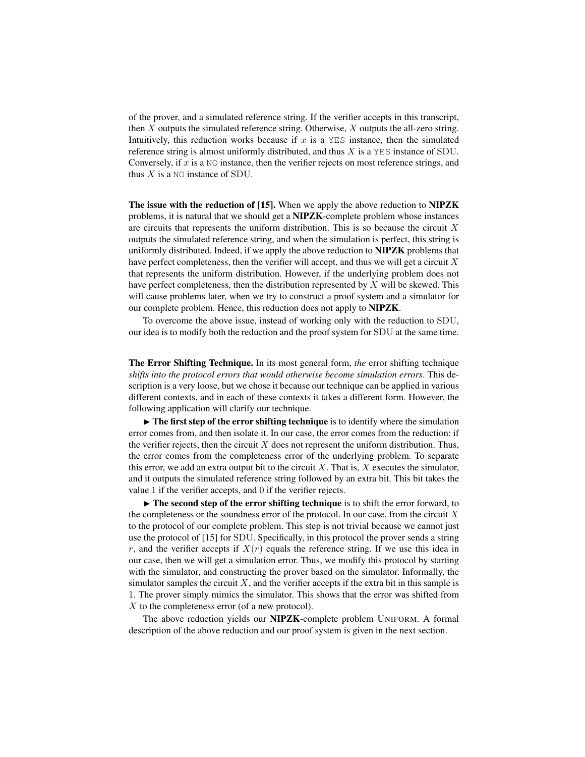of the prover, and a simulated reference string. If the verifier accepts in this transcript, then $X$ outputs the simulated reference string. Otherwise, $X$ outputs the all-zero string. Intuitively, this reduction works because if $x$ is a YES instance, then the simulated reference string is almost uniformly distributed, and thus $X$ is a YES instance of SDU. Conversely, if $x$ is a NO instance, then the verifier rejects on most reference strings, and thus $X$ is a NO instance of SDU.

**The issue with the reduction of [15].** When we apply the above reduction to **NIPZK** problems, it is natural that we should get a **NIPZK**-complete problem whose instances are circuits that represents the uniform distribution. This is so because the circuit $X$ outputs the simulated reference string, and when the simulation is perfect, this string is uniformly distributed. Indeed, if we apply the above reduction to **NIPZK** problems that have perfect completeness, then the verifier will accept, and thus we will get a circuit $X$ that represents the uniform distribution. However, if the underlying problem does not have perfect completeness, then the distribution represented by $X$ will be skewed. This will cause problems later, when we try to construct a proof system and a simulator for our complete problem. Hence, this reduction does not apply to **NIPZK**.

To overcome the above issue, instead of working only with the reduction to SDU, our idea is to modify both the reduction and the proof system for SDU at the same time.

**The Error Shifting Technique.** In its most general form, *the* error shifting technique *shifts into the protocol errors that would otherwise become simulation errors*. This description is a very loose, but we chose it because our technique can be applied in various different contexts, and in each of these contexts it takes a different form. However, the following application will clarify our technique.

► **The first step of the error shifting technique** is to identify where the simulation error comes from, and then isolate it. In our case, the error comes from the reduction: if the verifier rejects, then the circuit $X$ does not represent the uniform distribution. Thus, the error comes from the completeness error of the underlying problem. To separate this error, we add an extra output bit to the circuit $X$. That is, $X$ executes the simulator, and it outputs the simulated reference string followed by an extra bit. This bit takes the value $1$ if the verifier accepts, and $0$ if the verifier rejects.

► **The second step of the error shifting technique** is to shift the error forward, to the completeness or the soundness error of the protocol. In our case, from the circuit $X$ to the protocol of our complete problem. This step is not trivial because we cannot just use the protocol of [15] for SDU. Specifically, in this protocol the prover sends a string $r$, and the verifier accepts if $X(r)$ equals the reference string. If we use this idea in our case, then we will get a simulation error. Thus, we modify this protocol by starting with the simulator, and constructing the prover based on the simulator. Informally, the simulator samples the circuit $X$, and the verifier accepts if the extra bit in this sample is 1. The prover simply mimics the simulator. This shows that the error was shifted from $X$ to the completeness error (of a new protocol).

The above reduction yields our **NIPZK**-complete problem UNIFORM. A formal description of the above reduction and our proof system is given in the next section.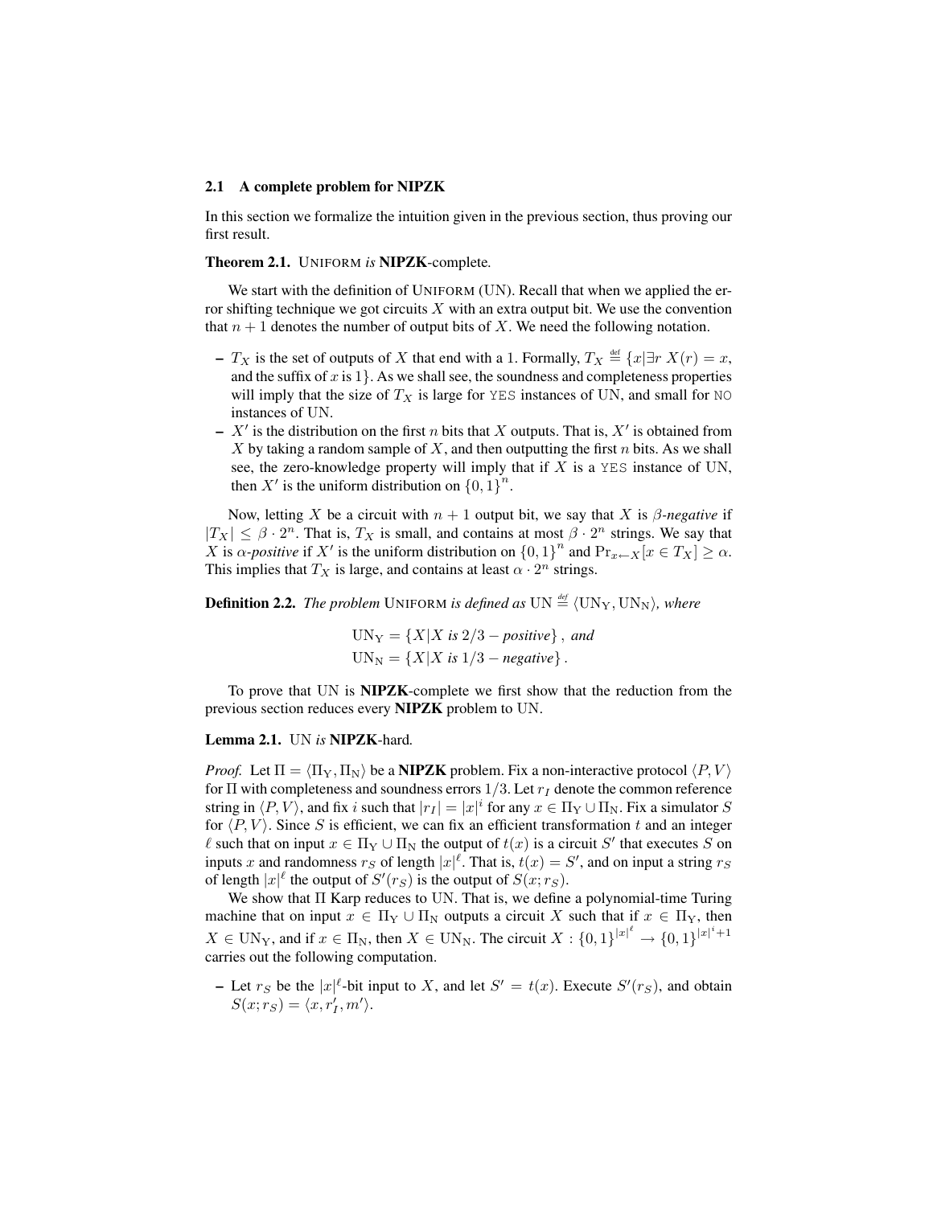### 2.1 A complete problem for NIPZK

In this section we formalize the intuition given in the previous section, thus proving our first result.

**Theorem 2.1.** UNIFORM *is* **NIPZK**-complete*.*

We start with the definition of UNIFORM (UN). Recall that when we applied the error shifting technique we got circuits $X$ with an extra output bit. We use the convention that $n+1$ denotes the number of output bits of $X$. We need the following notation.

- $T_X$ is the set of outputs of $X$ that end with a 1. Formally, $T_X \stackrel{\text{def}}{=} \{x | \exists r\ X(r) = x,$ and the suffix of $x$ is $1\}$. As we shall see, the soundness and completeness properties will imply that the size of $T_X$ is large for YES instances of UN, and small for NO instances of UN.
- $X'$ is the distribution on the first $n$ bits that $X$ outputs. That is, $X'$ is obtained from $X$ by taking a random sample of $X$, and then outputting the first $n$ bits. As we shall see, the zero-knowledge property will imply that if $X$ is a YES instance of UN, then $X'$ is the uniform distribution on $\{0,1\}^n$.

Now, letting $X$ be a circuit with $n+1$ output bit, we say that $X$ is *$\beta$-negative* if $|T_X| \leq \beta \cdot 2^n$. That is, $T_X$ is small, and contains at most $\beta \cdot 2^n$ strings. We say that $X$ is *$\alpha$-positive* if $X'$ is the uniform distribution on $\{0,1\}^n$ and $\Pr_{x \leftarrow X}[x \in T_X] \geq \alpha$. This implies that $T_X$ is large, and contains at least $\alpha \cdot 2^n$ strings.

**Definition 2.2.** *The problem* UNIFORM *is defined as* $\text{UN} \stackrel{\text{def}}{=} \langle \text{UN}_\text{Y}, \text{UN}_\text{N} \rangle$*, where*

$$\text{UN}_\text{Y} = \{X | X \textit{ is } 2/3-\textit{positive}\}, \textit{ and}$$
$$\text{UN}_\text{N} = \{X | X \textit{ is } 1/3-\textit{negative}\}.$$

To prove that UN is **NIPZK**-complete we first show that the reduction from the previous section reduces every **NIPZK** problem to UN.

**Lemma 2.1.** UN *is* **NIPZK**-hard*.*

*Proof.* Let $\Pi = \langle \Pi_\text{Y}, \Pi_\text{N} \rangle$ be a **NIPZK** problem. Fix a non-interactive protocol $\langle P, V \rangle$ for $\Pi$ with completeness and soundness errors $1/3$. Let $r_I$ denote the common reference string in $\langle P, V \rangle$, and fix $i$ such that $|r_I| = |x|^i$ for any $x \in \Pi_\text{Y} \cup \Pi_\text{N}$. Fix a simulator $S$ for $\langle P, V \rangle$. Since $S$ is efficient, we can fix an efficient transformation $t$ and an integer $\ell$ such that on input $x \in \Pi_\text{Y} \cup \Pi_\text{N}$ the output of $t(x)$ is a circuit $S'$ that executes $S$ on inputs $x$ and randomness $r_S$ of length $|x|^\ell$. That is, $t(x) = S'$, and on input a string $r_S$ of length $|x|^\ell$ the output of $S'(r_S)$ is the output of $S(x; r_S)$.

We show that $\Pi$ Karp reduces to UN. That is, we define a polynomial-time Turing machine that on input $x \in \Pi_\text{Y} \cup \Pi_\text{N}$ outputs a circuit $X$ such that if $x \in \Pi_\text{Y}$, then $X \in \text{UN}_\text{Y}$, and if $x \in \Pi_\text{N}$, then $X \in \text{UN}_\text{N}$. The circuit $X : \{0,1\}^{|x|^\ell} \rightarrow \{0,1\}^{|x|^i+1}$ carries out the following computation.

- Let $r_S$ be the $|x|^\ell$-bit input to $X$, and let $S' = t(x)$. Execute $S'(r_S)$, and obtain $S(x; r_S) = \langle x, r'_I, m' \rangle$.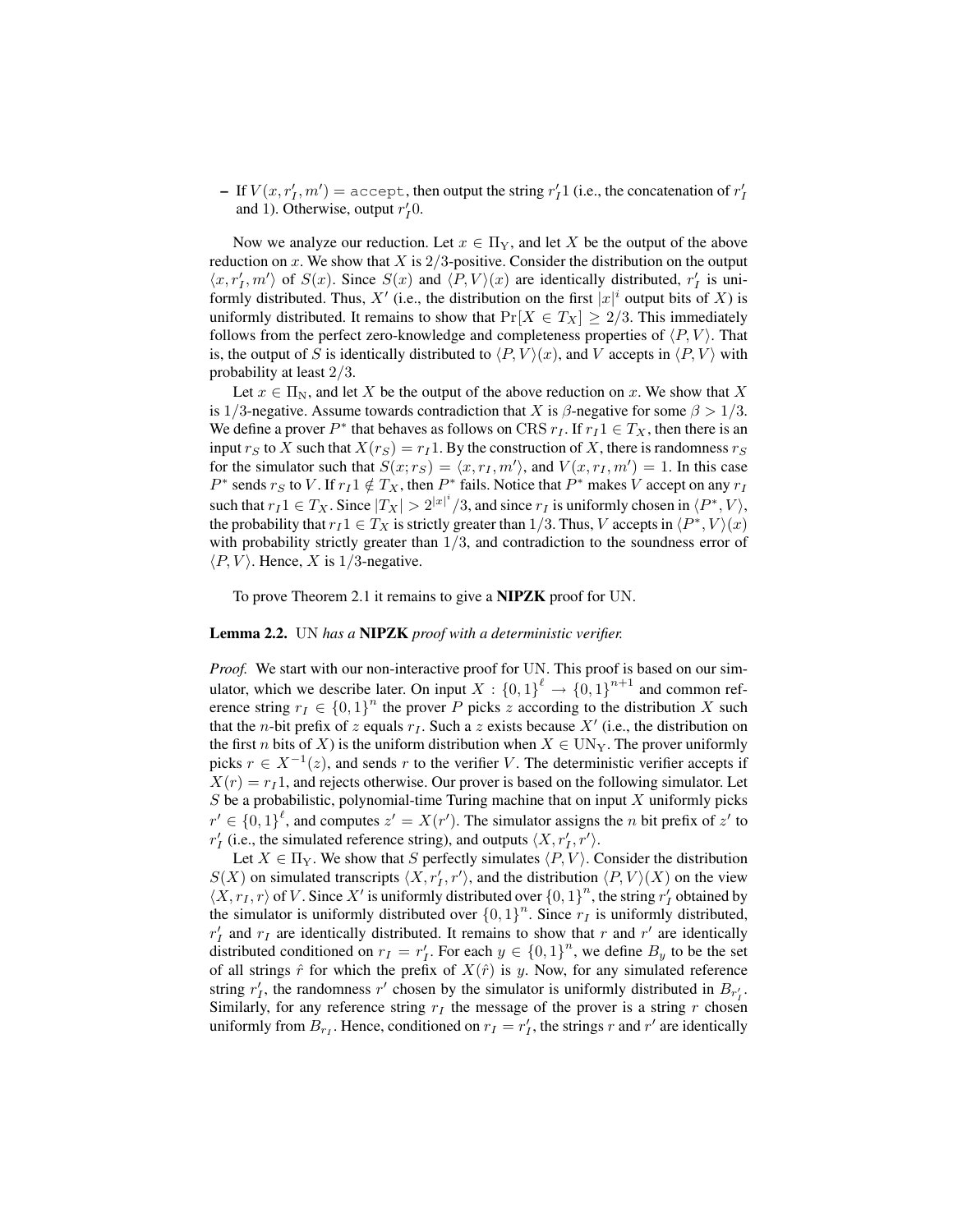– If $V(x, r'_I, m') = \texttt{accept}$, then output the string $r'_I 1$ (i.e., the concatenation of $r'_I$ and 1). Otherwise, output $r'_I 0$.

Now we analyze our reduction. Let $x \in \Pi_{\mathrm{Y}}$, and let $X$ be the output of the above reduction on $x$. We show that $X$ is $2/3$-positive. Consider the distribution on the output $\langle x, r'_I, m' \rangle$ of $S(x)$. Since $S(x)$ and $\langle P, V \rangle(x)$ are identically distributed, $r'_I$ is uniformly distributed. Thus, $X'$ (i.e., the distribution on the first $|x|^i$ output bits of $X$) is uniformly distributed. It remains to show that $\Pr[X \in T_X] \geq 2/3$. This immediately follows from the perfect zero-knowledge and completeness properties of $\langle P, V \rangle$. That is, the output of $S$ is identically distributed to $\langle P, V \rangle(x)$, and $V$ accepts in $\langle P, V \rangle$ with probability at least $2/3$.

Let $x \in \Pi_{\mathrm{N}}$, and let $X$ be the output of the above reduction on $x$. We show that $X$ is $1/3$-negative. Assume towards contradiction that $X$ is $\beta$-negative for some $\beta > 1/3$. We define a prover $P^*$ that behaves as follows on CRS $r_I$. If $r_I 1 \in T_X$, then there is an input $r_S$ to $X$ such that $X(r_S) = r_I 1$. By the construction of $X$, there is randomness $r_S$ for the simulator such that $S(x; r_S) = \langle x, r_I, m' \rangle$, and $V(x, r_I, m') = 1$. In this case $P^*$ sends $r_S$ to $V$. If $r_I 1 \notin T_X$, then $P^*$ fails. Notice that $P^*$ makes $V$ accept on any $r_I$ such that $r_I 1 \in T_X$. Since $|T_X| > 2^{|x|^i}/3$, and since $r_I$ is uniformly chosen in $\langle P^*, V \rangle$, the probability that $r_I 1 \in T_X$ is strictly greater than $1/3$. Thus, $V$ accepts in $\langle P^*, V \rangle(x)$ with probability strictly greater than $1/3$, and contradiction to the soundness error of $\langle P, V \rangle$. Hence, $X$ is $1/3$-negative.

To prove Theorem 2.1 it remains to give a **NIPZK** proof for UN.

**Lemma 2.2.** *UN has a* **NIPZK** *proof with a deterministic verifier.*

*Proof.* We start with our non-interactive proof for UN. This proof is based on our simulator, which we describe later. On input $X : \{0,1\}^\ell \to \{0,1\}^{n+1}$ and common reference string $r_I \in \{0,1\}^n$ the prover $P$ picks $z$ according to the distribution $X$ such that the $n$-bit prefix of $z$ equals $r_I$. Such a $z$ exists because $X'$ (i.e., the distribution on the first $n$ bits of $X$) is the uniform distribution when $X \in \mathrm{UN_Y}$. The prover uniformly picks $r \in X^{-1}(z)$, and sends $r$ to the verifier $V$. The deterministic verifier accepts if $X(r) = r_I 1$, and rejects otherwise. Our prover is based on the following simulator. Let $S$ be a probabilistic, polynomial-time Turing machine that on input $X$ uniformly picks $r' \in \{0,1\}^\ell$, and computes $z' = X(r')$. The simulator assigns the $n$ bit prefix of $z'$ to $r'_I$ (i.e., the simulated reference string), and outputs $\langle X, r'_I, r' \rangle$.

Let $X \in \Pi_{\mathrm{Y}}$. We show that $S$ perfectly simulates $\langle P, V \rangle$. Consider the distribution $S(X)$ on simulated transcripts $\langle X, r'_I, r' \rangle$, and the distribution $\langle P, V \rangle(X)$ on the view $\langle X, r_I, r \rangle$ of $V$. Since $X'$ is uniformly distributed over $\{0,1\}^n$, the string $r'_I$ obtained by the simulator is uniformly distributed over $\{0,1\}^n$. Since $r_I$ is uniformly distributed, $r'_I$ and $r_I$ are identically distributed. It remains to show that $r$ and $r'$ are identically distributed conditioned on $r_I = r'_I$. For each $y \in \{0,1\}^n$, we define $B_y$ to be the set of all strings $\hat{r}$ for which the prefix of $X(\hat{r})$ is $y$. Now, for any simulated reference string $r'_I$, the randomness $r'$ chosen by the simulator is uniformly distributed in $B_{r'_I}$. Similarly, for any reference string $r_I$ the message of the prover is a string $r$ chosen uniformly from $B_{r_I}$. Hence, conditioned on $r_I = r'_I$, the strings $r$ and $r'$ are identically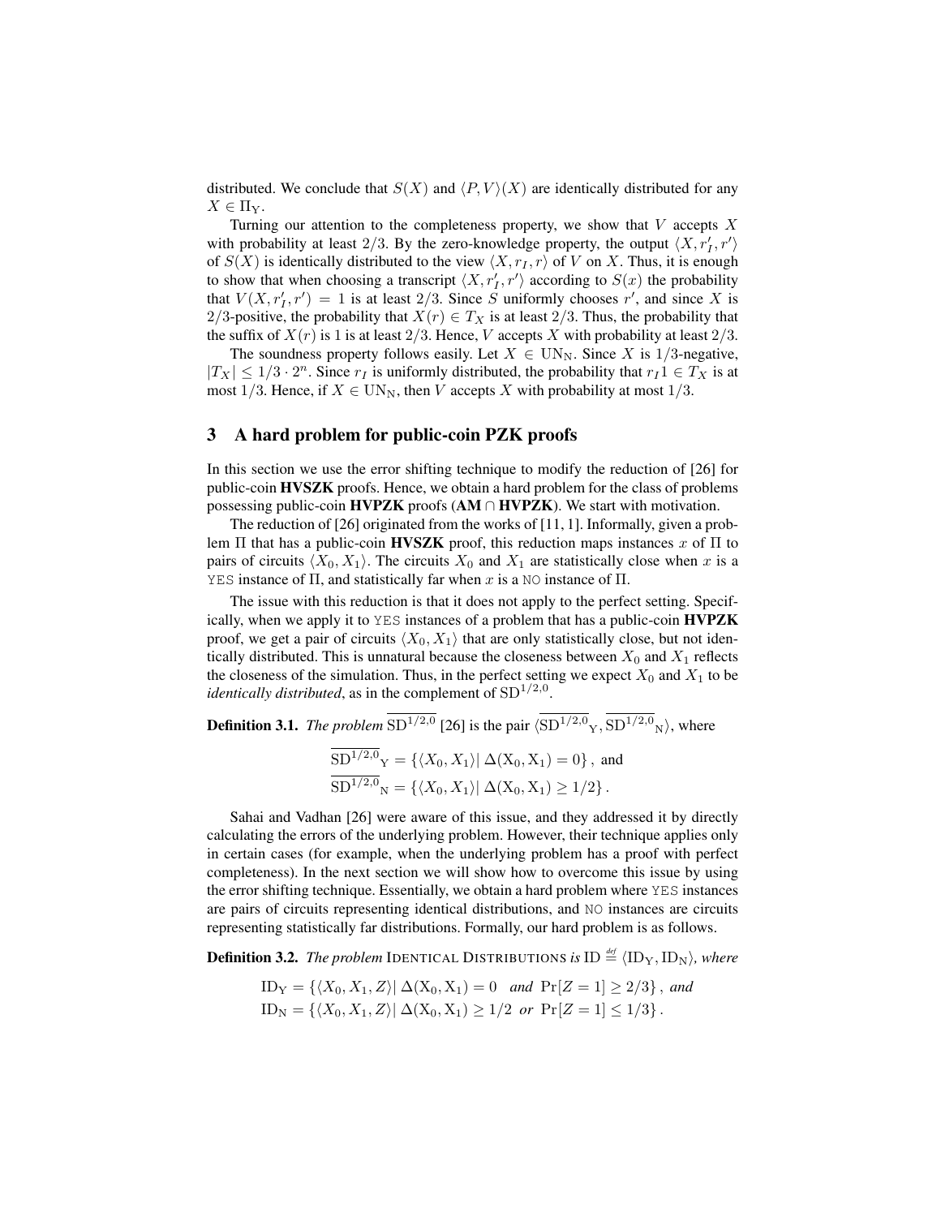distributed. We conclude that $S(X)$ and $\langle P, V\rangle(X)$ are identically distributed for any $X \in \Pi_{\mathrm{Y}}$.

Turning our attention to the completeness property, we show that $V$ accepts $X$ with probability at least $2/3$. By the zero-knowledge property, the output $\langle X, r'_I, r'\rangle$ of $S(X)$ is identically distributed to the view $\langle X, r_I, r\rangle$ of $V$ on $X$. Thus, it is enough to show that when choosing a transcript $\langle X, r'_I, r'\rangle$ according to $S(x)$ the probability that $V(X, r'_I, r') = 1$ is at least $2/3$. Since $S$ uniformly chooses $r'$, and since $X$ is $2/3$-positive, the probability that $X(r) \in T_X$ is at least $2/3$. Thus, the probability that the suffix of $X(r)$ is 1 is at least $2/3$. Hence, $V$ accepts $X$ with probability at least $2/3$.

The soundness property follows easily. Let $X \in \mathrm{UN}_{\mathrm{N}}$. Since $X$ is $1/3$-negative, $|T_X| \leq 1/3 \cdot 2^n$. Since $r_I$ is uniformly distributed, the probability that $r_I 1 \in T_X$ is at most $1/3$. Hence, if $X \in \mathrm{UN}_{\mathrm{N}}$, then $V$ accepts $X$ with probability at most $1/3$.

## 3 A hard problem for public-coin PZK proofs

In this section we use the error shifting technique to modify the reduction of [26] for public-coin **HVSZK** proofs. Hence, we obtain a hard problem for the class of problems possessing public-coin **HVPZK** proofs (**AM** $\cap$ **HVPZK**). We start with motivation.

The reduction of [26] originated from the works of [11, 1]. Informally, given a problem $\Pi$ that has a public-coin **HVSZK** proof, this reduction maps instances $x$ of $\Pi$ to pairs of circuits $\langle X_0, X_1\rangle$. The circuits $X_0$ and $X_1$ are statistically close when $x$ is a `YES` instance of $\Pi$, and statistically far when $x$ is a `NO` instance of $\Pi$.

The issue with this reduction is that it does not apply to the perfect setting. Specifically, when we apply it to `YES` instances of a problem that has a public-coin **HVPZK** proof, we get a pair of circuits $\langle X_0, X_1\rangle$ that are only statistically close, but not identically distributed. This is unnatural because the closeness between $X_0$ and $X_1$ reflects the closeness of the simulation. Thus, in the perfect setting we expect $X_0$ and $X_1$ to be *identically distributed*, as in the complement of $\mathrm{SD}^{1/2,0}$.

**Definition 3.1.** *The problem* $\overline{\mathrm{SD}^{1/2,0}}$ [26] is the pair $\langle \overline{\mathrm{SD}^{1/2,0}}_{\mathrm{Y}}, \overline{\mathrm{SD}^{1/2,0}}_{\mathrm{N}}\rangle$, where

$$\overline{\mathrm{SD}^{1/2,0}}_{\mathrm{Y}} = \{\langle X_0, X_1\rangle \mid \Delta(X_0, X_1) = 0\}, \text{ and}$$
$$\overline{\mathrm{SD}^{1/2,0}}_{\mathrm{N}} = \{\langle X_0, X_1\rangle \mid \Delta(X_0, X_1) \geq 1/2\}.$$

Sahai and Vadhan [26] were aware of this issue, and they addressed it by directly calculating the errors of the underlying problem. However, their technique applies only in certain cases (for example, when the underlying problem has a proof with perfect completeness). In the next section we will show how to overcome this issue by using the error shifting technique. Essentially, we obtain a hard problem where `YES` instances are pairs of circuits representing identical distributions, and `NO` instances are circuits representing statistically far distributions. Formally, our hard problem is as follows.

**Definition 3.2.** *The problem* IDENTICAL DISTRIBUTIONS *is* $\mathrm{ID} \stackrel{def}{=} \langle \mathrm{ID}_{\mathrm{Y}}, \mathrm{ID}_{\mathrm{N}}\rangle$*, where*

$$\mathrm{ID}_{\mathrm{Y}} = \{\langle X_0, X_1, Z\rangle \mid \Delta(X_0, X_1) = 0 \;\; \textit{and} \;\; \Pr[Z = 1] \geq 2/3\}, \; \textit{and}$$
$$\mathrm{ID}_{\mathrm{N}} = \{\langle X_0, X_1, Z\rangle \mid \Delta(X_0, X_1) \geq 1/2 \;\; \textit{or} \;\; \Pr[Z = 1] \leq 1/3\}.$$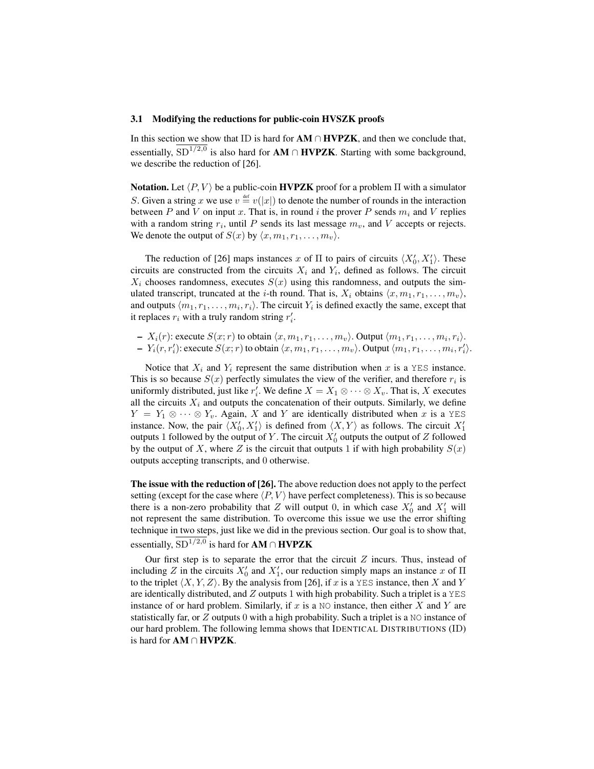### 3.1 Modifying the reductions for public-coin HVSZK proofs

In this section we show that ID is hard for **AM** $\cap$ **HVPZK**, and then we conclude that, essentially, $\overline{\text{SD}^{1/2,0}}$ is also hard for **AM** $\cap$ **HVPZK**. Starting with some background, we describe the reduction of [26].

**Notation.** Let $\langle P, V \rangle$ be a public-coin **HVPZK** proof for a problem $\Pi$ with a simulator $S$. Given a string $x$ we use $v \stackrel{\text{def}}{=} v(|x|)$ to denote the number of rounds in the interaction between $P$ and $V$ on input $x$. That is, in round $i$ the prover $P$ sends $m_i$ and $V$ replies with a random string $r_i$, until $P$ sends its last message $m_v$, and $V$ accepts or rejects. We denote the output of $S(x)$ by $\langle x, m_1, r_1, \ldots, m_v \rangle$.

The reduction of [26] maps instances $x$ of $\Pi$ to pairs of circuits $\langle X'_0, X'_1 \rangle$. These circuits are constructed from the circuits $X_i$ and $Y_i$, defined as follows. The circuit $X_i$ chooses randomness, executes $S(x)$ using this randomness, and outputs the simulated transcript, truncated at the $i$-th round. That is, $X_i$ obtains $\langle x, m_1, r_1, \ldots, m_v \rangle$, and outputs $\langle m_1, r_1, \ldots, m_i, r_i \rangle$. The circuit $Y_i$ is defined exactly the same, except that it replaces $r_i$ with a truly random string $r'_i$.

- $X_i(r)$: execute $S(x; r)$ to obtain $\langle x, m_1, r_1, \ldots, m_v \rangle$. Output $\langle m_1, r_1, \ldots, m_i, r_i \rangle$.
- $Y_i(r, r'_i)$: execute $S(x; r)$ to obtain $\langle x, m_1, r_1, \ldots, m_v \rangle$. Output $\langle m_1, r_1, \ldots, m_i, r'_i \rangle$.

Notice that $X_i$ and $Y_i$ represent the same distribution when $x$ is a `YES` instance. This is so because $S(x)$ perfectly simulates the view of the verifier, and therefore $r_i$ is uniformly distributed, just like $r'_i$. We define $X = X_1 \otimes \cdots \otimes X_v$. That is, $X$ executes all the circuits $X_i$ and outputs the concatenation of their outputs. Similarly, we define $Y = Y_1 \otimes \cdots \otimes Y_v$. Again, $X$ and $Y$ are identically distributed when $x$ is a `YES` instance. Now, the pair $\langle X'_0, X'_1 \rangle$ is defined from $\langle X, Y \rangle$ as follows. The circuit $X'_1$ outputs 1 followed by the output of $Y$. The circuit $X'_0$ outputs the output of $Z$ followed by the output of $X$, where $Z$ is the circuit that outputs 1 if with high probability $S(x)$ outputs accepting transcripts, and 0 otherwise.

**The issue with the reduction of [26].** The above reduction does not apply to the perfect setting (except for the case where $\langle P, V \rangle$ have perfect completeness). This is so because there is a non-zero probability that $Z$ will output 0, in which case $X'_0$ and $X'_1$ will not represent the same distribution. To overcome this issue we use the error shifting technique in two steps, just like we did in the previous section. Our goal is to show that, essentially, $\overline{\text{SD}^{1/2,0}}$ is hard for **AM** $\cap$ **HVPZK**

Our first step is to separate the error that the circuit $Z$ incurs. Thus, instead of including $Z$ in the circuits $X'_0$ and $X'_1$, our reduction simply maps an instance $x$ of $\Pi$ to the triplet $\langle X, Y, Z \rangle$. By the analysis from [26], if $x$ is a `YES` instance, then $X$ and $Y$ are identically distributed, and $Z$ outputs 1 with high probability. Such a triplet is a `YES` instance of or hard problem. Similarly, if $x$ is a `NO` instance, then either $X$ and $Y$ are statistically far, or $Z$ outputs 0 with a high probability. Such a triplet is a `NO` instance of our hard problem. The following lemma shows that IDENTICAL DISTRIBUTIONS (ID) is hard for **AM** $\cap$ **HVPZK**.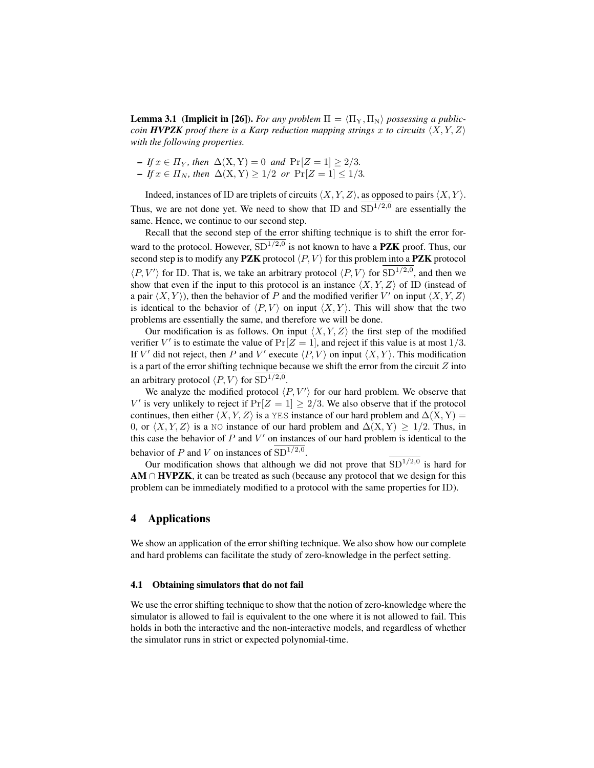**Lemma 3.1 (Implicit in [26]).** *For any problem $\Pi = \langle \Pi_Y, \Pi_N \rangle$ possessing a public-coin **HVPZK** proof there is a Karp reduction mapping strings $x$ to circuits $\langle X, Y, Z \rangle$ with the following properties.*

- *If $x \in \Pi_Y$, then $\Delta(X, Y) = 0$ and $\Pr[Z = 1] \geq 2/3$.*
- *If $x \in \Pi_N$, then $\Delta(X, Y) \geq 1/2$ or $\Pr[Z = 1] \leq 1/3$.*

Indeed, instances of ID are triplets of circuits $\langle X, Y, Z \rangle$, as opposed to pairs $\langle X, Y \rangle$. Thus, we are not done yet. We need to show that ID and $\overline{\mathrm{SD}^{1/2,0}}$ are essentially the same. Hence, we continue to our second step.

Recall that the second step of the error shifting technique is to shift the error forward to the protocol. However, $\overline{\mathrm{SD}^{1/2,0}}$ is not known to have a **PZK** proof. Thus, our second step is to modify any **PZK** protocol $\langle P, V \rangle$ for this problem into a **PZK** protocol $\langle P, V' \rangle$ for ID. That is, we take an arbitrary protocol $\langle P, V \rangle$ for $\overline{\mathrm{SD}^{1/2,0}}$, and then we show that even if the input to this protocol is an instance $\langle X, Y, Z \rangle$ of ID (instead of a pair $\langle X, Y \rangle$), then the behavior of $P$ and the modified verifier $V'$ on input $\langle X, Y, Z \rangle$ is identical to the behavior of $\langle P, V \rangle$ on input $\langle X, Y \rangle$. This will show that the two problems are essentially the same, and therefore we will be done.

Our modification is as follows. On input $\langle X, Y, Z \rangle$ the first step of the modified verifier $V'$ is to estimate the value of $\Pr[Z = 1]$, and reject if this value is at most $1/3$. If $V'$ did not reject, then $P$ and $V'$ execute $\langle P, V \rangle$ on input $\langle X, Y \rangle$. This modification is a part of the error shifting technique because we shift the error from the circuit $Z$ into an arbitrary protocol $\langle P, V \rangle$ for $\overline{\mathrm{SD}^{1/2,0}}$.

We analyze the modified protocol $\langle P, V' \rangle$ for our hard problem. We observe that $V'$ is very unlikely to reject if $\Pr[Z = 1] \geq 2/3$. We also observe that if the protocol continues, then either $\langle X, Y, Z \rangle$ is a YES instance of our hard problem and $\Delta(X, Y) = 0$, or $\langle X, Y, Z \rangle$ is a NO instance of our hard problem and $\Delta(X, Y) \geq 1/2$. Thus, in this case the behavior of $P$ and $V'$ on instances of our hard problem is identical to the behavior of $P$ and $V$ on instances of $\overline{\mathrm{SD}^{1/2,0}}$.

Our modification shows that although we did not prove that $\overline{\mathrm{SD}^{1/2,0}}$ is hard for **AM** $\cap$ **HVPZK**, it can be treated as such (because any protocol that we design for this problem can be immediately modified to a protocol with the same properties for ID).

## 4 Applications

We show an application of the error shifting technique. We also show how our complete and hard problems can facilitate the study of zero-knowledge in the perfect setting.

### 4.1 Obtaining simulators that do not fail

We use the error shifting technique to show that the notion of zero-knowledge where the simulator is allowed to fail is equivalent to the one where it is not allowed to fail. This holds in both the interactive and the non-interactive models, and regardless of whether the simulator runs in strict or expected polynomial-time.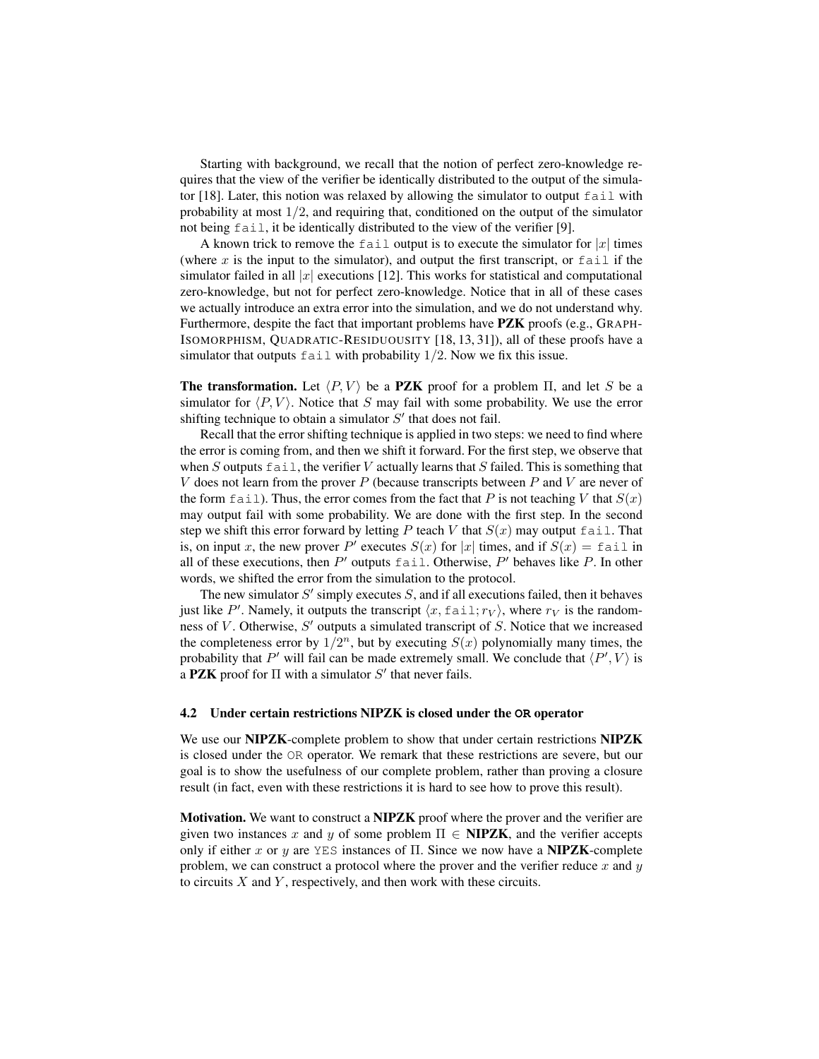Starting with background, we recall that the notion of perfect zero-knowledge requires that the view of the verifier be identically distributed to the output of the simulator [18]. Later, this notion was relaxed by allowing the simulator to output `fail` with probability at most $1/2$, and requiring that, conditioned on the output of the simulator not being `fail`, it be identically distributed to the view of the verifier [9].

A known trick to remove the `fail` output is to execute the simulator for $|x|$ times (where $x$ is the input to the simulator), and output the first transcript, or `fail` if the simulator failed in all $|x|$ executions [12]. This works for statistical and computational zero-knowledge, but not for perfect zero-knowledge. Notice that in all of these cases we actually introduce an extra error into the simulation, and we do not understand why. Furthermore, despite the fact that important problems have **PZK** proofs (e.g., GRAPH-ISOMORPHISM, QUADRATIC-RESIDUOUSITY [18, 13, 31]), all of these proofs have a simulator that outputs `fail` with probability $1/2$. Now we fix this issue.

**The transformation.** Let $\langle P, V \rangle$ be a **PZK** proof for a problem $\Pi$, and let $S$ be a simulator for $\langle P, V \rangle$. Notice that $S$ may fail with some probability. We use the error shifting technique to obtain a simulator $S'$ that does not fail.

Recall that the error shifting technique is applied in two steps: we need to find where the error is coming from, and then we shift it forward. For the first step, we observe that when $S$ outputs `fail`, the verifier $V$ actually learns that $S$ failed. This is something that $V$ does not learn from the prover $P$ (because transcripts between $P$ and $V$ are never of the form `fail`). Thus, the error comes from the fact that $P$ is not teaching $V$ that $S(x)$ may output fail with some probability. We are done with the first step. In the second step we shift this error forward by letting $P$ teach $V$ that $S(x)$ may output `fail`. That is, on input $x$, the new prover $P'$ executes $S(x)$ for $|x|$ times, and if $S(x) = \texttt{fail}$ in all of these executions, then $P'$ outputs `fail`. Otherwise, $P'$ behaves like $P$. In other words, we shifted the error from the simulation to the protocol.

The new simulator $S'$ simply executes $S$, and if all executions failed, then it behaves just like $P'$. Namely, it outputs the transcript $\langle x, \texttt{fail}; r_V \rangle$, where $r_V$ is the randomness of $V$. Otherwise, $S'$ outputs a simulated transcript of $S$. Notice that we increased the completeness error by $1/2^n$, but by executing $S(x)$ polynomially many times, the probability that $P'$ will fail can be made extremely small. We conclude that $\langle P', V \rangle$ is a **PZK** proof for $\Pi$ with a simulator $S'$ that never fails.

### 4.2 Under certain restrictions NIPZK is closed under the OR operator

We use our **NIPZK**-complete problem to show that under certain restrictions **NIPZK** is closed under the OR operator. We remark that these restrictions are severe, but our goal is to show the usefulness of our complete problem, rather than proving a closure result (in fact, even with these restrictions it is hard to see how to prove this result).

**Motivation.** We want to construct a **NIPZK** proof where the prover and the verifier are given two instances $x$ and $y$ of some problem $\Pi \in$ **NIPZK**, and the verifier accepts only if either $x$ or $y$ are YES instances of $\Pi$. Since we now have a **NIPZK**-complete problem, we can construct a protocol where the prover and the verifier reduce $x$ and $y$ to circuits $X$ and $Y$, respectively, and then work with these circuits.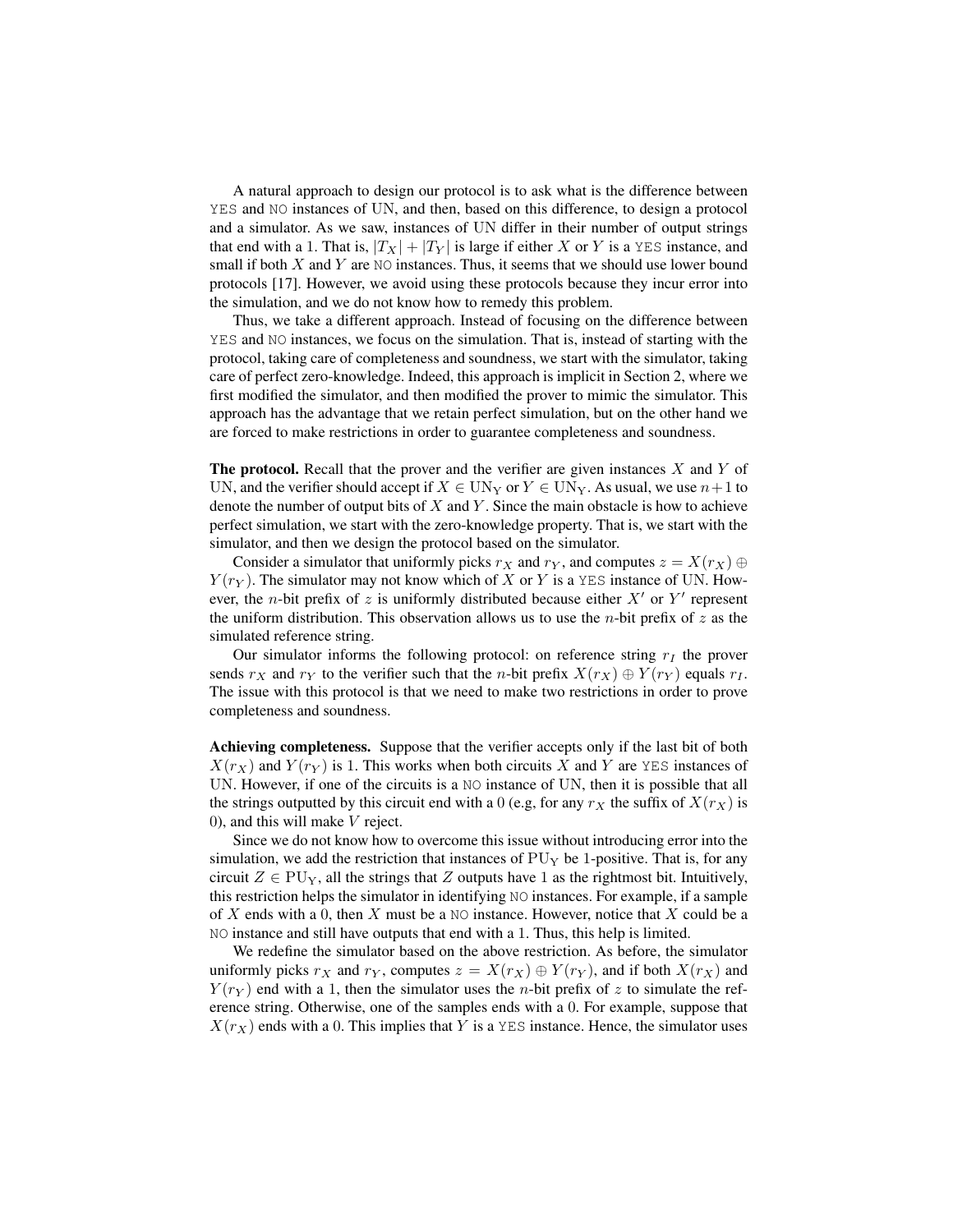A natural approach to design our protocol is to ask what is the difference between YES and NO instances of UN, and then, based on this difference, to design a protocol and a simulator. As we saw, instances of UN differ in their number of output strings that end with a 1. That is, $|T_X| + |T_Y|$ is large if either $X$ or $Y$ is a YES instance, and small if both $X$ and $Y$ are NO instances. Thus, it seems that we should use lower bound protocols [17]. However, we avoid using these protocols because they incur error into the simulation, and we do not know how to remedy this problem.

Thus, we take a different approach. Instead of focusing on the difference between YES and NO instances, we focus on the simulation. That is, instead of starting with the protocol, taking care of completeness and soundness, we start with the simulator, taking care of perfect zero-knowledge. Indeed, this approach is implicit in Section 2, where we first modified the simulator, and then modified the prover to mimic the simulator. This approach has the advantage that we retain perfect simulation, but on the other hand we are forced to make restrictions in order to guarantee completeness and soundness.

**The protocol.** Recall that the prover and the verifier are given instances $X$ and $Y$ of UN, and the verifier should accept if $X \in \text{UN}_\text{Y}$ or $Y \in \text{UN}_\text{Y}$. As usual, we use $n+1$ to denote the number of output bits of $X$ and $Y$. Since the main obstacle is how to achieve perfect simulation, we start with the zero-knowledge property. That is, we start with the simulator, and then we design the protocol based on the simulator.

Consider a simulator that uniformly picks $r_X$ and $r_Y$, and computes $z = X(r_X) \oplus Y(r_Y)$. The simulator may not know which of $X$ or $Y$ is a YES instance of UN. However, the $n$-bit prefix of $z$ is uniformly distributed because either $X'$ or $Y'$ represent the uniform distribution. This observation allows us to use the $n$-bit prefix of $z$ as the simulated reference string.

Our simulator informs the following protocol: on reference string $r_I$ the prover sends $r_X$ and $r_Y$ to the verifier such that the $n$-bit prefix $X(r_X) \oplus Y(r_Y)$ equals $r_I$. The issue with this protocol is that we need to make two restrictions in order to prove completeness and soundness.

**Achieving completeness.** Suppose that the verifier accepts only if the last bit of both $X(r_X)$ and $Y(r_Y)$ is 1. This works when both circuits $X$ and $Y$ are YES instances of UN. However, if one of the circuits is a NO instance of UN, then it is possible that all the strings outputted by this circuit end with a 0 (e.g, for any $r_X$ the suffix of $X(r_X)$ is 0), and this will make $V$ reject.

Since we do not know how to overcome this issue without introducing error into the simulation, we add the restriction that instances of $\text{PU}_\text{Y}$ be 1-positive. That is, for any circuit $Z \in \text{PU}_\text{Y}$, all the strings that $Z$ outputs have 1 as the rightmost bit. Intuitively, this restriction helps the simulator in identifying NO instances. For example, if a sample of $X$ ends with a 0, then $X$ must be a NO instance. However, notice that $X$ could be a NO instance and still have outputs that end with a 1. Thus, this help is limited.

We redefine the simulator based on the above restriction. As before, the simulator uniformly picks $r_X$ and $r_Y$, computes $z = X(r_X) \oplus Y(r_Y)$, and if both $X(r_X)$ and $Y(r_Y)$ end with a 1, then the simulator uses the $n$-bit prefix of $z$ to simulate the reference string. Otherwise, one of the samples ends with a 0. For example, suppose that $X(r_X)$ ends with a 0. This implies that $Y$ is a YES instance. Hence, the simulator uses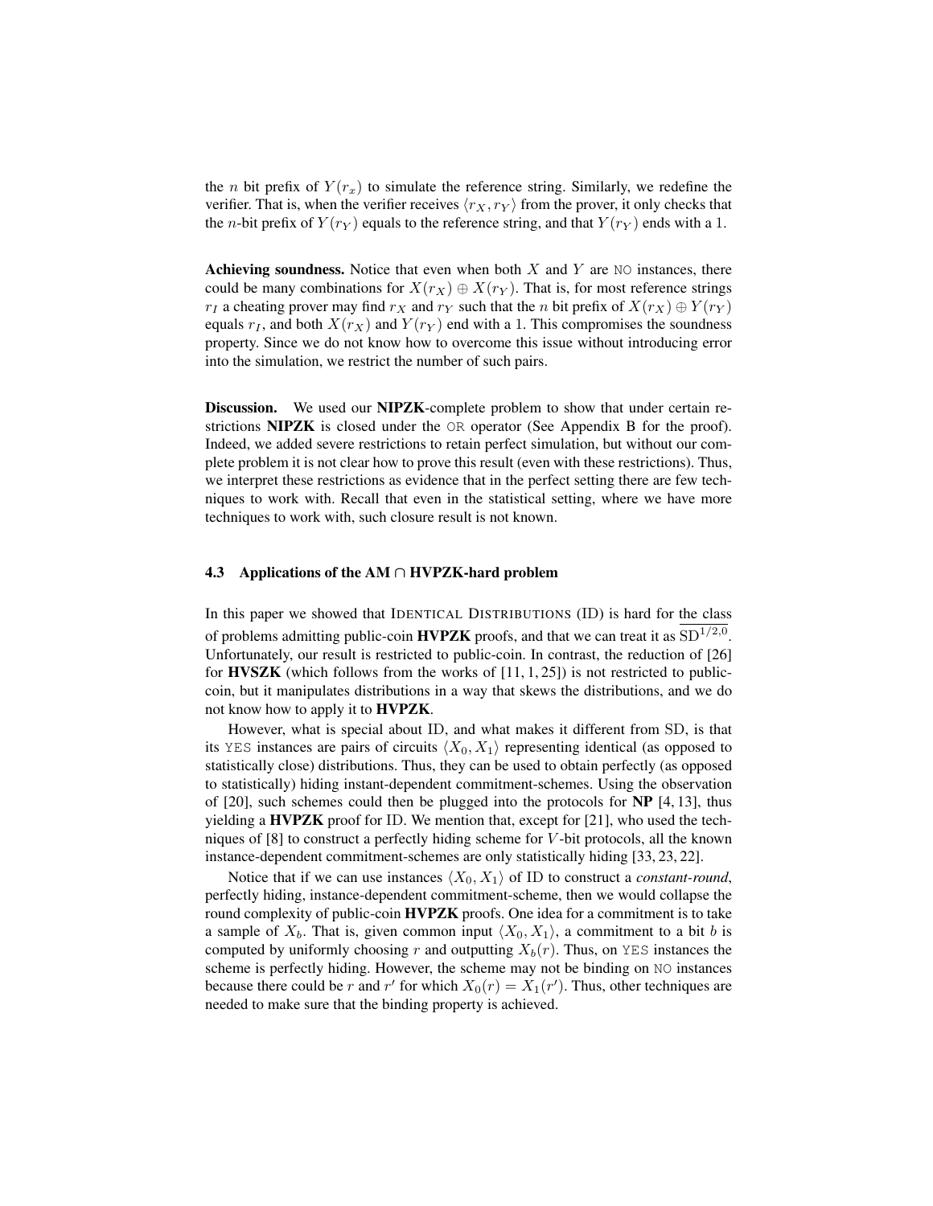the $n$ bit prefix of $Y(r_x)$ to simulate the reference string. Similarly, we redefine the verifier. That is, when the verifier receives $\langle r_X, r_Y \rangle$ from the prover, it only checks that the $n$-bit prefix of $Y(r_Y)$ equals to the reference string, and that $Y(r_Y)$ ends with a 1.

**Achieving soundness.** Notice that even when both $X$ and $Y$ are NO instances, there could be many combinations for $X(r_X) \oplus X(r_Y)$. That is, for most reference strings $r_I$ a cheating prover may find $r_X$ and $r_Y$ such that the $n$ bit prefix of $X(r_X) \oplus Y(r_Y)$ equals $r_I$, and both $X(r_X)$ and $Y(r_Y)$ end with a 1. This compromises the soundness property. Since we do not know how to overcome this issue without introducing error into the simulation, we restrict the number of such pairs.

**Discussion.** We used our **NIPZK**-complete problem to show that under certain restrictions **NIPZK** is closed under the OR operator (See Appendix B for the proof). Indeed, we added severe restrictions to retain perfect simulation, but without our complete problem it is not clear how to prove this result (even with these restrictions). Thus, we interpret these restrictions as evidence that in the perfect setting there are few techniques to work with. Recall that even in the statistical setting, where we have more techniques to work with, such closure result is not known.

### 4.3 Applications of the AM ∩ HVPZK-hard problem

In this paper we showed that IDENTICAL DISTRIBUTIONS (ID) is hard for the class of problems admitting public-coin **HVPZK** proofs, and that we can treat it as $\overline{\mathrm{SD}^{1/2,0}}$. Unfortunately, our result is restricted to public-coin. In contrast, the reduction of [26] for **HVSZK** (which follows from the works of [11, 1, 25]) is not restricted to public-coin, but it manipulates distributions in a way that skews the distributions, and we do not know how to apply it to **HVPZK**.

However, what is special about ID, and what makes it different from SD, is that its YES instances are pairs of circuits $\langle X_0, X_1 \rangle$ representing identical (as opposed to statistically close) distributions. Thus, they can be used to obtain perfectly (as opposed to statistically) hiding instant-dependent commitment-schemes. Using the observation of [20], such schemes could then be plugged into the protocols for **NP** [4, 13], thus yielding a **HVPZK** proof for ID. We mention that, except for [21], who used the techniques of [8] to construct a perfectly hiding scheme for $V$-bit protocols, all the known instance-dependent commitment-schemes are only statistically hiding [33, 23, 22].

Notice that if we can use instances $\langle X_0, X_1 \rangle$ of ID to construct a *constant-round*, perfectly hiding, instance-dependent commitment-scheme, then we would collapse the round complexity of public-coin **HVPZK** proofs. One idea for a commitment is to take a sample of $X_b$. That is, given common input $\langle X_0, X_1 \rangle$, a commitment to a bit $b$ is computed by uniformly choosing $r$ and outputting $X_b(r)$. Thus, on YES instances the scheme is perfectly hiding. However, the scheme may not be binding on NO instances because there could be $r$ and $r'$ for which $X_0(r) = X_1(r')$. Thus, other techniques are needed to make sure that the binding property is achieved.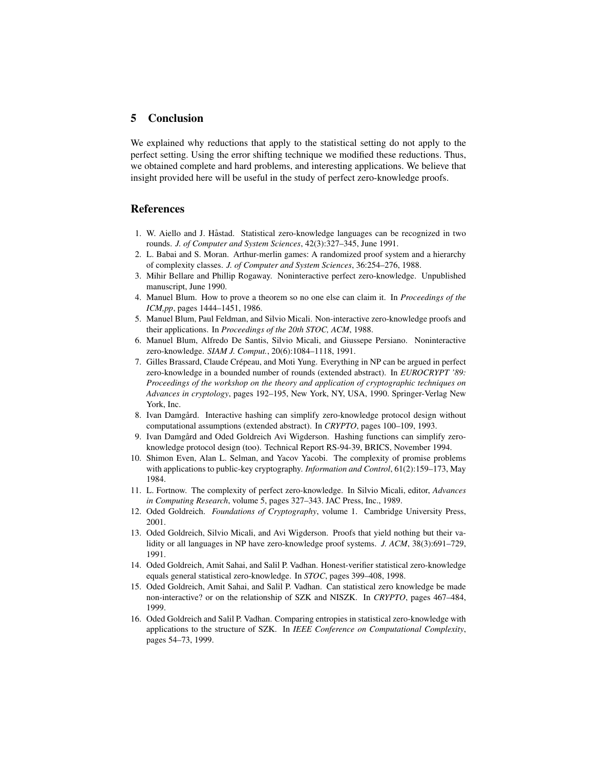## 5 Conclusion

We explained why reductions that apply to the statistical setting do not apply to the perfect setting. Using the error shifting technique we modified these reductions. Thus, we obtained complete and hard problems, and interesting applications. We believe that insight provided here will be useful in the study of perfect zero-knowledge proofs.

## References

1. W. Aiello and J. Håstad. Statistical zero-knowledge languages can be recognized in two rounds. *J. of Computer and System Sciences*, 42(3):327–345, June 1991.
2. L. Babai and S. Moran. Arthur-merlin games: A randomized proof system and a hierarchy of complexity classes. *J. of Computer and System Sciences*, 36:254–276, 1988.
3. Mihir Bellare and Phillip Rogaway. Noninteractive perfect zero-knowledge. Unpublished manuscript, June 1990.
4. Manuel Blum. How to prove a theorem so no one else can claim it. In *Proceedings of the ICM,pp*, pages 1444–1451, 1986.
5. Manuel Blum, Paul Feldman, and Silvio Micali. Non-interactive zero-knowledge proofs and their applications. In *Proceedings of the 20th STOC, ACM*, 1988.
6. Manuel Blum, Alfredo De Santis, Silvio Micali, and Giussepe Persiano. Noninteractive zero-knowledge. *SIAM J. Comput.*, 20(6):1084–1118, 1991.
7. Gilles Brassard, Claude Crépeau, and Moti Yung. Everything in NP can be argued in perfect zero-knowledge in a bounded number of rounds (extended abstract). In *EUROCRYPT '89: Proceedings of the workshop on the theory and application of cryptographic techniques on Advances in cryptology*, pages 192–195, New York, NY, USA, 1990. Springer-Verlag New York, Inc.
8. Ivan Damgård. Interactive hashing can simplify zero-knowledge protocol design without computational assumptions (extended abstract). In *CRYPTO*, pages 100–109, 1993.
9. Ivan Damgård and Oded Goldreich Avi Wigderson. Hashing functions can simplify zero-knowledge protocol design (too). Technical Report RS-94-39, BRICS, November 1994.
10. Shimon Even, Alan L. Selman, and Yacov Yacobi. The complexity of promise problems with applications to public-key cryptography. *Information and Control*, 61(2):159–173, May 1984.
11. L. Fortnow. The complexity of perfect zero-knowledge. In Silvio Micali, editor, *Advances in Computing Research*, volume 5, pages 327–343. JAC Press, Inc., 1989.
12. Oded Goldreich. *Foundations of Cryptography*, volume 1. Cambridge University Press, 2001.
13. Oded Goldreich, Silvio Micali, and Avi Wigderson. Proofs that yield nothing but their validity or all languages in NP have zero-knowledge proof systems. *J. ACM*, 38(3):691–729, 1991.
14. Oded Goldreich, Amit Sahai, and Salil P. Vadhan. Honest-verifier statistical zero-knowledge equals general statistical zero-knowledge. In *STOC*, pages 399–408, 1998.
15. Oded Goldreich, Amit Sahai, and Salil P. Vadhan. Can statistical zero knowledge be made non-interactive? or on the relationship of SZK and NISZK. In *CRYPTO*, pages 467–484, 1999.
16. Oded Goldreich and Salil P. Vadhan. Comparing entropies in statistical zero-knowledge with applications to the structure of SZK. In *IEEE Conference on Computational Complexity*, pages 54–73, 1999.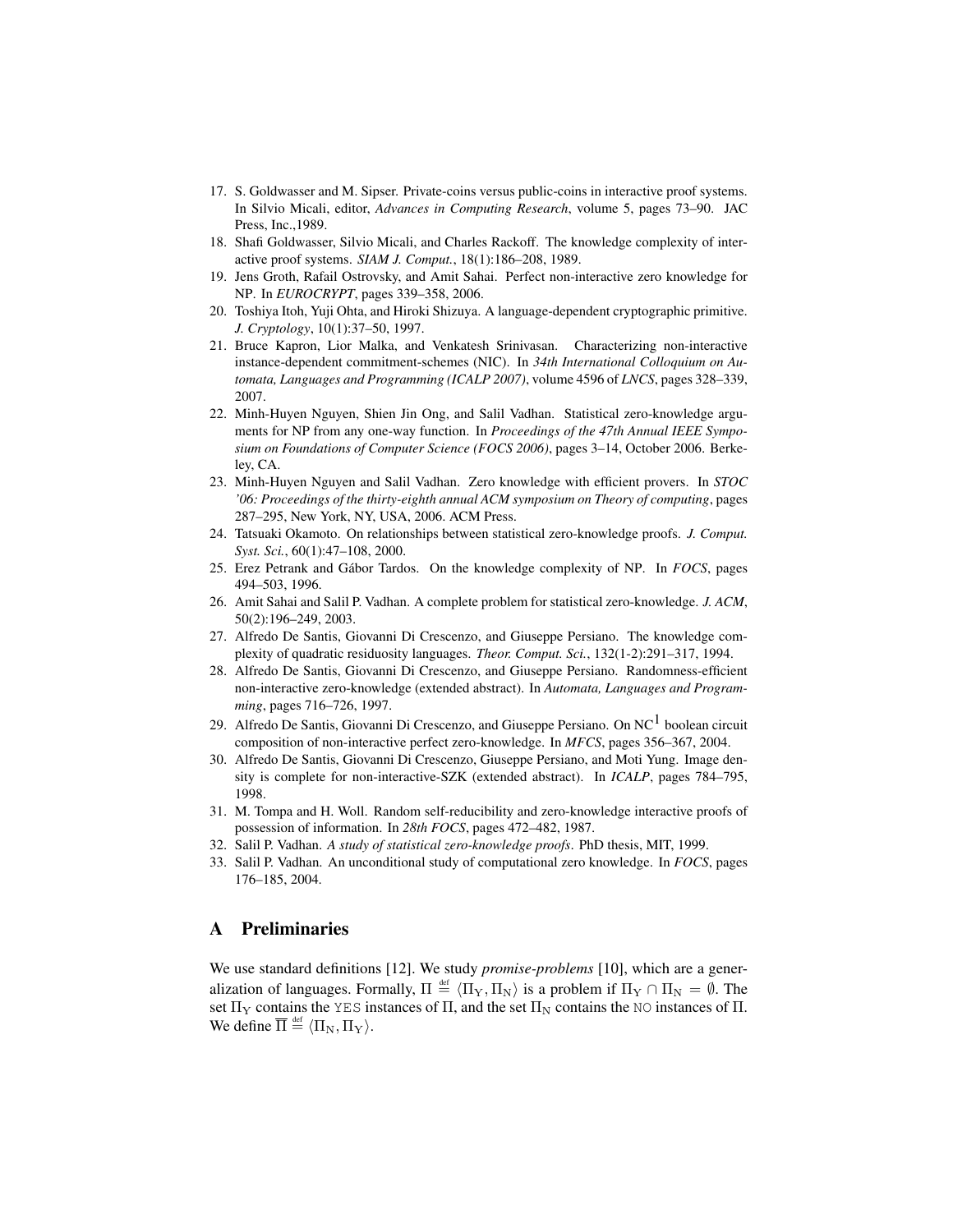17. S. Goldwasser and M. Sipser. Private-coins versus public-coins in interactive proof systems. In Silvio Micali, editor, *Advances in Computing Research*, volume 5, pages 73–90. JAC Press, Inc.,1989.
18. Shafi Goldwasser, Silvio Micali, and Charles Rackoff. The knowledge complexity of interactive proof systems. *SIAM J. Comput.*, 18(1):186–208, 1989.
19. Jens Groth, Rafail Ostrovsky, and Amit Sahai. Perfect non-interactive zero knowledge for NP. In *EUROCRYPT*, pages 339–358, 2006.
20. Toshiya Itoh, Yuji Ohta, and Hiroki Shizuya. A language-dependent cryptographic primitive. *J. Cryptology*, 10(1):37–50, 1997.
21. Bruce Kapron, Lior Malka, and Venkatesh Srinivasan. Characterizing non-interactive instance-dependent commitment-schemes (NIC). In *34th International Colloquium on Automata, Languages and Programming (ICALP 2007)*, volume 4596 of *LNCS*, pages 328–339, 2007.
22. Minh-Huyen Nguyen, Shien Jin Ong, and Salil Vadhan. Statistical zero-knowledge arguments for NP from any one-way function. In *Proceedings of the 47th Annual IEEE Symposium on Foundations of Computer Science (FOCS 2006)*, pages 3–14, October 2006. Berkeley, CA.
23. Minh-Huyen Nguyen and Salil Vadhan. Zero knowledge with efficient provers. In *STOC '06: Proceedings of the thirty-eighth annual ACM symposium on Theory of computing*, pages 287–295, New York, NY, USA, 2006. ACM Press.
24. Tatsuaki Okamoto. On relationships between statistical zero-knowledge proofs. *J. Comput. Syst. Sci.*, 60(1):47–108, 2000.
25. Erez Petrank and Gábor Tardos. On the knowledge complexity of NP. In *FOCS*, pages 494–503, 1996.
26. Amit Sahai and Salil P. Vadhan. A complete problem for statistical zero-knowledge. *J. ACM*, 50(2):196–249, 2003.
27. Alfredo De Santis, Giovanni Di Crescenzo, and Giuseppe Persiano. The knowledge complexity of quadratic residuosity languages. *Theor. Comput. Sci.*, 132(1-2):291–317, 1994.
28. Alfredo De Santis, Giovanni Di Crescenzo, and Giuseppe Persiano. Randomness-efficient non-interactive zero-knowledge (extended abstract). In *Automata, Languages and Programming*, pages 716–726, 1997.
29. Alfredo De Santis, Giovanni Di Crescenzo, and Giuseppe Persiano. On $\mathrm{NC}^1$ boolean circuit composition of non-interactive perfect zero-knowledge. In *MFCS*, pages 356–367, 2004.
30. Alfredo De Santis, Giovanni Di Crescenzo, Giuseppe Persiano, and Moti Yung. Image density is complete for non-interactive-SZK (extended abstract). In *ICALP*, pages 784–795, 1998.
31. M. Tompa and H. Woll. Random self-reducibility and zero-knowledge interactive proofs of possession of information. In *28th FOCS*, pages 472–482, 1987.
32. Salil P. Vadhan. *A study of statistical zero-knowledge proofs*. PhD thesis, MIT, 1999.
33. Salil P. Vadhan. An unconditional study of computational zero knowledge. In *FOCS*, pages 176–185, 2004.

# A Preliminaries

We use standard definitions [12]. We study *promise-problems* [10], which are a generalization of languages. Formally, $\Pi \stackrel{\text{def}}{=} \langle \Pi_{\mathrm{Y}}, \Pi_{\mathrm{N}} \rangle$ is a problem if $\Pi_{\mathrm{Y}} \cap \Pi_{\mathrm{N}} = \emptyset$. The set $\Pi_{\mathrm{Y}}$ contains the YES instances of $\Pi$, and the set $\Pi_{\mathrm{N}}$ contains the NO instances of $\Pi$. We define $\overline{\Pi} \stackrel{\text{def}}{=} \langle \Pi_{\mathrm{N}}, \Pi_{\mathrm{Y}} \rangle$.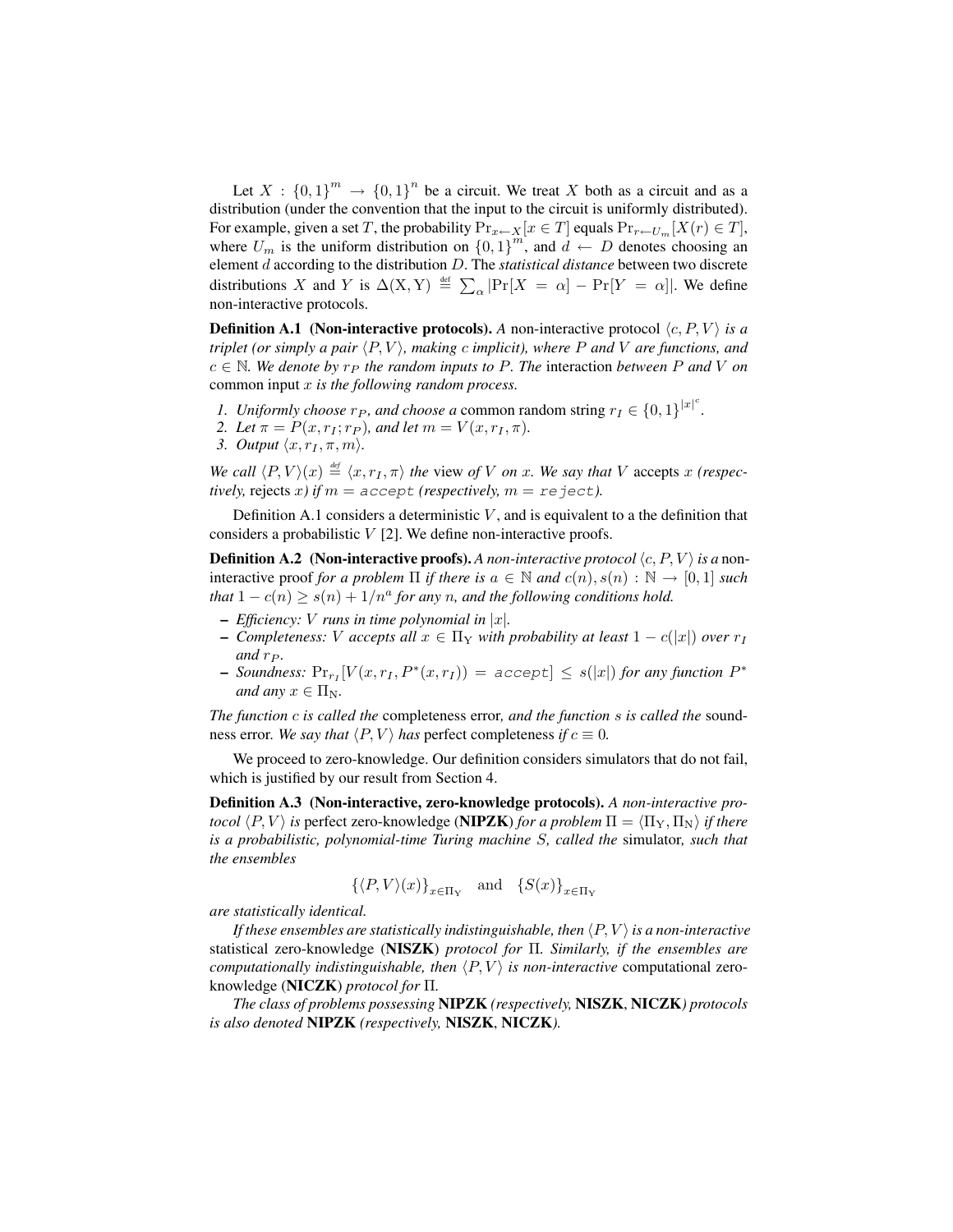Let $X : \{0,1\}^m \to \{0,1\}^n$ be a circuit. We treat $X$ both as a circuit and as a distribution (under the convention that the input to the circuit is uniformly distributed). For example, given a set $T$, the probability $\Pr_{x \leftarrow X}[x \in T]$ equals $\Pr_{r \leftarrow U_m}[X(r) \in T]$, where $U_m$ is the uniform distribution on $\{0,1\}^m$, and $d \leftarrow D$ denotes choosing an element $d$ according to the distribution $D$. The *statistical distance* between two discrete distributions $X$ and $Y$ is $\Delta(\mathrm{X}, \mathrm{Y}) \stackrel{\text{def}}{=} \sum_\alpha |\Pr[X = \alpha] - \Pr[Y = \alpha]|$. We define non-interactive protocols.

**Definition A.1 (Non-interactive protocols).** *A* non-interactive protocol $\langle c, P, V \rangle$ *is a triplet (or simply a pair $\langle P, V \rangle$, making $c$ implicit), where $P$ and $V$ are functions, and $c \in \mathbb{N}$. We denote by $r_P$ the random inputs to $P$. The* interaction *between $P$ and $V$ on* common input $x$ *is the following random process.*

1. *Uniformly choose $r_P$, and choose a* common random string $r_I \in \{0,1\}^{|x|^c}$.
2. *Let $\pi = P(x, r_I; r_P)$, and let $m = V(x, r_I, \pi)$.*
3. *Output $\langle x, r_I, \pi, m \rangle$.*

*We call $\langle P, V \rangle(x) \stackrel{\text{def}}{=} \langle x, r_I, \pi \rangle$ the* view *of $V$ on $x$. We say that $V$* accepts *$x$ (respectively,* rejects *$x$) if $m = \texttt{accept}$ (respectively, $m = \texttt{reject}$).*

Definition A.1 considers a deterministic $V$, and is equivalent to a the definition that considers a probabilistic $V$ [2]. We define non-interactive proofs.

**Definition A.2 (Non-interactive proofs).** *A non-interactive protocol $\langle c, P, V \rangle$ is a* non-interactive proof *for a problem $\Pi$ if there is $a \in \mathbb{N}$ and $c(n), s(n) : \mathbb{N} \to [0,1]$ such that $1 - c(n) \geq s(n) + 1/n^a$ for any $n$, and the following conditions hold.*

- *Efficiency: $V$ runs in time polynomial in $|x|$.*
- *Completeness: $V$ accepts all $x \in \Pi_{\mathrm{Y}}$ with probability at least $1 - c(|x|)$ over $r_I$ and $r_P$.*
- *Soundness: $\Pr_{r_I}[V(x, r_I, P^*(x, r_I)) = \texttt{accept}] \leq s(|x|)$ for any function $P^*$ and any $x \in \Pi_{\mathrm{N}}$.*

*The function $c$ is called the* completeness error*, and the function $s$ is called the* soundness error*. We say that $\langle P, V \rangle$ has* perfect completeness *if $c \equiv 0$.*

We proceed to zero-knowledge. Our definition considers simulators that do not fail, which is justified by our result from Section 4.

**Definition A.3 (Non-interactive, zero-knowledge protocols).** *A non-interactive protocol $\langle P, V \rangle$ is* perfect zero-knowledge (**NIPZK**) *for a problem $\Pi = \langle \Pi_{\mathrm{Y}}, \Pi_{\mathrm{N}} \rangle$ if there is a probabilistic, polynomial-time Turing machine $S$, called the* simulator*, such that the ensembles*

$$\{\langle P, V \rangle(x)\}_{x \in \Pi_{\mathrm{Y}}} \quad \text{and} \quad \{S(x)\}_{x \in \Pi_{\mathrm{Y}}}$$

*are statistically identical.*

*If these ensembles are statistically indistinguishable, then $\langle P, V \rangle$ is a non-interactive* statistical zero-knowledge (**NISZK**) *protocol for $\Pi$. Similarly, if the ensembles are computationally indistinguishable, then $\langle P, V \rangle$ is non-interactive* computational zero-knowledge (**NICZK**) *protocol for $\Pi$.*

*The class of problems possessing* **NIPZK** *(respectively,* **NISZK**, **NICZK***) protocols is also denoted* **NIPZK** *(respectively,* **NISZK**, **NICZK***).*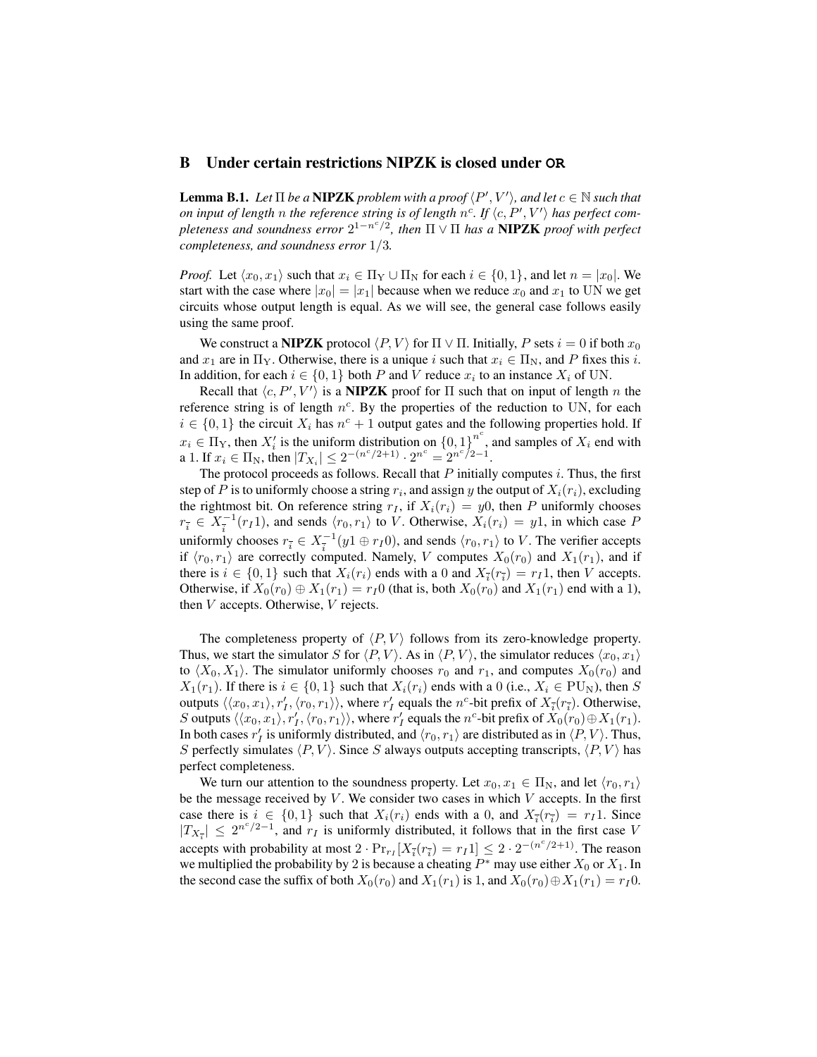## B Under certain restrictions NIPZK is closed under OR

**Lemma B.1.** *Let $\Pi$ be a* **NIPZK** *problem with a proof $\langle P', V' \rangle$, and let $c \in \mathbb{N}$ such that on input of length $n$ the reference string is of length $n^c$. If $\langle c, P', V' \rangle$ has perfect completeness and soundness error $2^{1-n^c/2}$, then $\Pi \vee \Pi$ has a* **NIPZK** *proof with perfect completeness, and soundness error $1/3$.*

*Proof.* Let $\langle x_0, x_1 \rangle$ such that $x_i \in \Pi_{\mathrm{Y}} \cup \Pi_{\mathrm{N}}$ for each $i \in \{0,1\}$, and let $n = |x_0|$. We start with the case where $|x_0| = |x_1|$ because when we reduce $x_0$ and $x_1$ to UN we get circuits whose output length is equal. As we will see, the general case follows easily using the same proof.

We construct a **NIPZK** protocol $\langle P, V \rangle$ for $\Pi \vee \Pi$. Initially, $P$ sets $i = 0$ if both $x_0$ and $x_1$ are in $\Pi_{\mathrm{Y}}$. Otherwise, there is a unique $i$ such that $x_i \in \Pi_{\mathrm{N}}$, and $P$ fixes this $i$. In addition, for each $i \in \{0,1\}$ both $P$ and $V$ reduce $x_i$ to an instance $X_i$ of UN.

Recall that $\langle c, P', V' \rangle$ is a **NIPZK** proof for $\Pi$ such that on input of length $n$ the reference string is of length $n^c$. By the properties of the reduction to UN, for each $i \in \{0,1\}$ the circuit $X_i$ has $n^c + 1$ output gates and the following properties hold. If $x_i \in \Pi_{\mathrm{Y}}$, then $X'_i$ is the uniform distribution on $\{0,1\}^{n^c}$, and samples of $X_i$ end with a 1. If $x_i \in \Pi_{\mathrm{N}}$, then $|T_{X_i}| \leq 2^{-(n^c/2+1)} \cdot 2^{n^c} = 2^{n^c/2-1}$.

The protocol proceeds as follows. Recall that $P$ initially computes $i$. Thus, the first step of $P$ is to uniformly choose a string $r_i$, and assign $y$ the output of $X_i(r_i)$, excluding the rightmost bit. On reference string $r_I$, if $X_i(r_i) = y0$, then $P$ uniformly chooses $r_{\bar{i}} \in X_{\bar{i}}^{-1}(r_I 1)$, and sends $\langle r_0, r_1 \rangle$ to $V$. Otherwise, $X_i(r_i) = y1$, in which case $P$ uniformly chooses $r_{\bar{i}} \in X_{\bar{i}}^{-1}(y1 \oplus r_I 0)$, and sends $\langle r_0, r_1 \rangle$ to $V$. The verifier accepts if $\langle r_0, r_1 \rangle$ are correctly computed. Namely, $V$ computes $X_0(r_0)$ and $X_1(r_1)$, and if there is $i \in \{0,1\}$ such that $X_i(r_i)$ ends with a 0 and $X_{\bar{i}}(r_{\bar{i}}) = r_I 1$, then $V$ accepts. Otherwise, if $X_0(r_0) \oplus X_1(r_1) = r_I 0$ (that is, both $X_0(r_0)$ and $X_1(r_1)$ end with a 1), then $V$ accepts. Otherwise, $V$ rejects.

The completeness property of $\langle P, V \rangle$ follows from its zero-knowledge property. Thus, we start the simulator $S$ for $\langle P, V \rangle$. As in $\langle P, V \rangle$, the simulator reduces $\langle x_0, x_1 \rangle$ to $\langle X_0, X_1 \rangle$. The simulator uniformly chooses $r_0$ and $r_1$, and computes $X_0(r_0)$ and $X_1(r_1)$. If there is $i \in \{0,1\}$ such that $X_i(r_i)$ ends with a 0 (i.e., $X_i \in \mathrm{PU}_{\mathrm{N}}$), then $S$ outputs $\langle \langle x_0, x_1 \rangle, r'_I, \langle r_0, r_1 \rangle \rangle$, where $r'_I$ equals the $n^c$-bit prefix of $X_{\bar{i}}(r_{\bar{i}})$. Otherwise, $S$ outputs $\langle \langle x_0, x_1 \rangle, r'_I, \langle r_0, r_1 \rangle \rangle$, where $r'_I$ equals the $n^c$-bit prefix of $X_0(r_0) \oplus X_1(r_1)$. In both cases $r'_I$ is uniformly distributed, and $\langle r_0, r_1 \rangle$ are distributed as in $\langle P, V \rangle$. Thus, $S$ perfectly simulates $\langle P, V \rangle$. Since $S$ always outputs accepting transcripts, $\langle P, V \rangle$ has perfect completeness.

We turn our attention to the soundness property. Let $x_0, x_1 \in \Pi_{\mathrm{N}}$, and let $\langle r_0, r_1 \rangle$ be the message received by $V$. We consider two cases in which $V$ accepts. In the first case there is $i \in \{0,1\}$ such that $X_i(r_i)$ ends with a 0, and $X_{\bar{i}}(r_{\bar{i}}) = r_I 1$. Since $|T_{X_{\bar{i}}}| \leq 2^{n^c/2-1}$, and $r_I$ is uniformly distributed, it follows that in the first case $V$ accepts with probability at most $2 \cdot \Pr_{r_I}[X_{\bar{i}}(r_{\bar{i}}) = r_I 1] \leq 2 \cdot 2^{-(n^c/2+1)}$. The reason we multiplied the probability by 2 is because a cheating $P^*$ may use either $X_0$ or $X_1$. In the second case the suffix of both $X_0(r_0)$ and $X_1(r_1)$ is 1, and $X_0(r_0) \oplus X_1(r_1) = r_I 0$.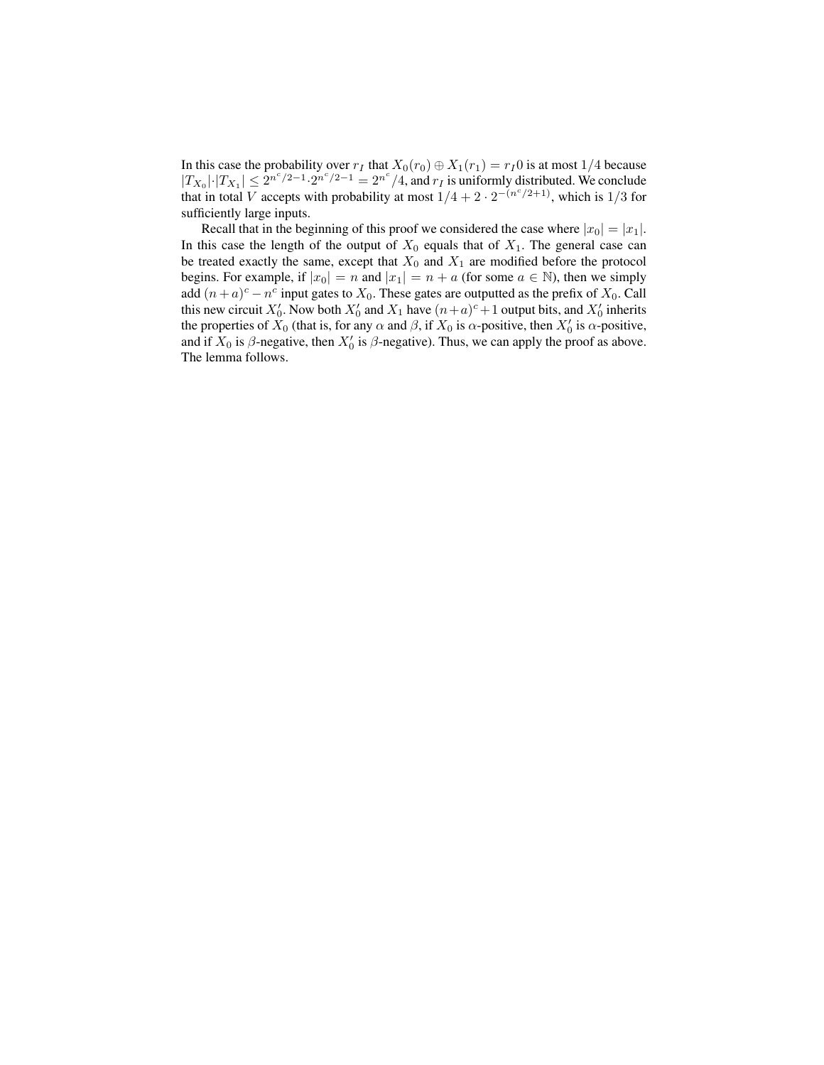In this case the probability over $r_I$ that $X_0(r_0) \oplus X_1(r_1) = r_I 0$ is at most $1/4$ because $|T_{X_0}| \cdot |T_{X_1}| \leq 2^{n^c/2-1} \cdot 2^{n^c/2-1} = 2^{n^c}/4$, and $r_I$ is uniformly distributed. We conclude that in total $V$ accepts with probability at most $1/4 + 2 \cdot 2^{-(n^c/2+1)}$, which is $1/3$ for sufficiently large inputs.

Recall that in the beginning of this proof we considered the case where $|x_0| = |x_1|$. In this case the length of the output of $X_0$ equals that of $X_1$. The general case can be treated exactly the same, except that $X_0$ and $X_1$ are modified before the protocol begins. For example, if $|x_0| = n$ and $|x_1| = n + a$ (for some $a \in \mathbb{N}$), then we simply add $(n+a)^c - n^c$ input gates to $X_0$. These gates are outputted as the prefix of $X_0$. Call this new circuit $X_0'$. Now both $X_0'$ and $X_1$ have $(n+a)^c+1$ output bits, and $X_0'$ inherits the properties of $X_0$ (that is, for any $\alpha$ and $\beta$, if $X_0$ is $\alpha$-positive, then $X_0'$ is $\alpha$-positive, and if $X_0$ is $\beta$-negative, then $X_0'$ is $\beta$-negative). Thus, we can apply the proof as above. The lemma follows.